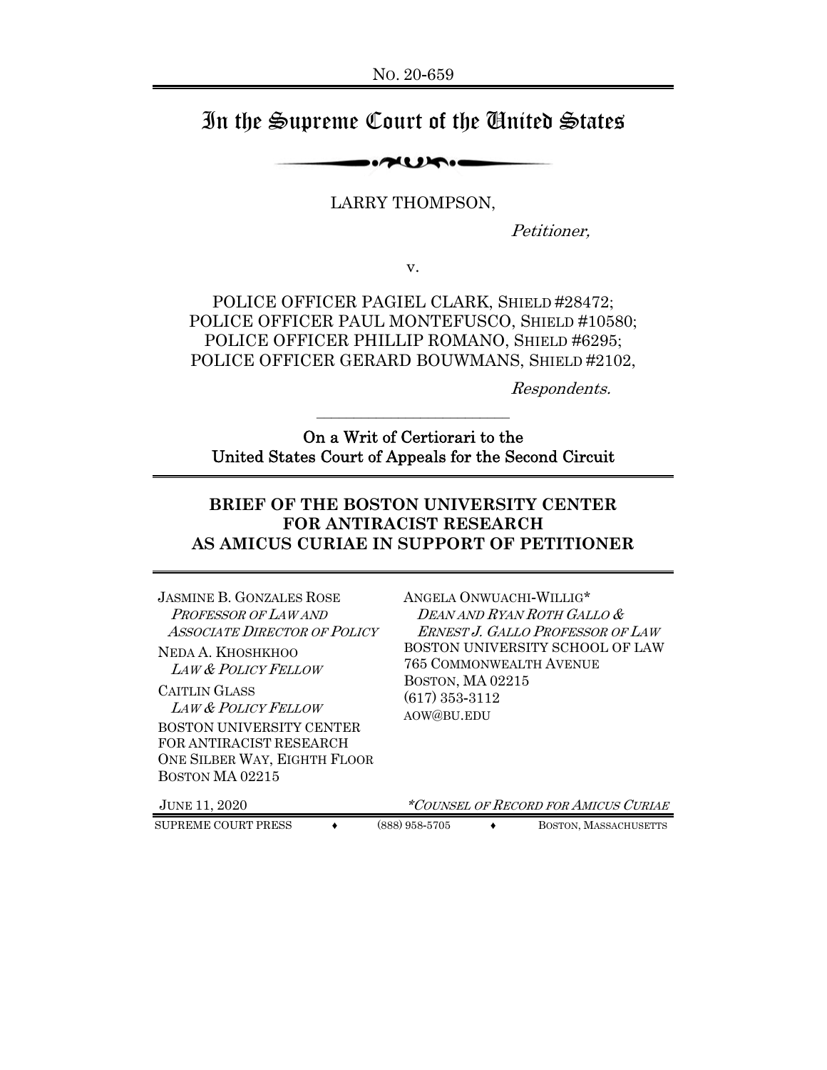NO. 20-659

# In the Supreme Court of the United States

LARRY THOMPSON,

*Petitioner,*

v.

POLICE OFFICER PAGIEL CLARK, SHIELD #28472;
POLICE OFFICER PAUL MONTEFUSCO, SHIELD #10580;
POLICE OFFICER PHILLIP ROMANO, SHIELD #6295;
POLICE OFFICER GERARD BOUWMANS, SHIELD #2102,

*Respondents.*

---

On a Writ of Certiorari to the
United States Court of Appeals for the Second Circuit

---

## BRIEF OF THE BOSTON UNIVERSITY CENTER FOR ANTIRACIST RESEARCH AS AMICUS CURIAE IN SUPPORT OF PETITIONER

---

JASMINE B. GONZALES ROSE
*PROFESSOR OF LAW AND ASSOCIATE DIRECTOR OF POLICY*

NEDA A. KHOSHKHOO
*LAW & POLICY FELLOW*

CAITLIN GLASS
*LAW & POLICY FELLOW*

BOSTON UNIVERSITY CENTER FOR ANTIRACIST RESEARCH
ONE SILBER WAY, EIGHTH FLOOR
BOSTON MA 02215

ANGELA ONWUACHI-WILLIG*
*DEAN AND RYAN ROTH GALLO & ERNEST J. GALLO PROFESSOR OF LAW*
BOSTON UNIVERSITY SCHOOL OF LAW
765 COMMONWEALTH AVENUE
BOSTON, MA 02215
(617) 353-3112
AOW@BU.EDU

JUNE 11, 2020

**COUNSEL OF RECORD FOR AMICUS CURIAE*

SUPREME COURT PRESS ♦ (888) 958-5705 ♦ BOSTON, MASSACHUSETTS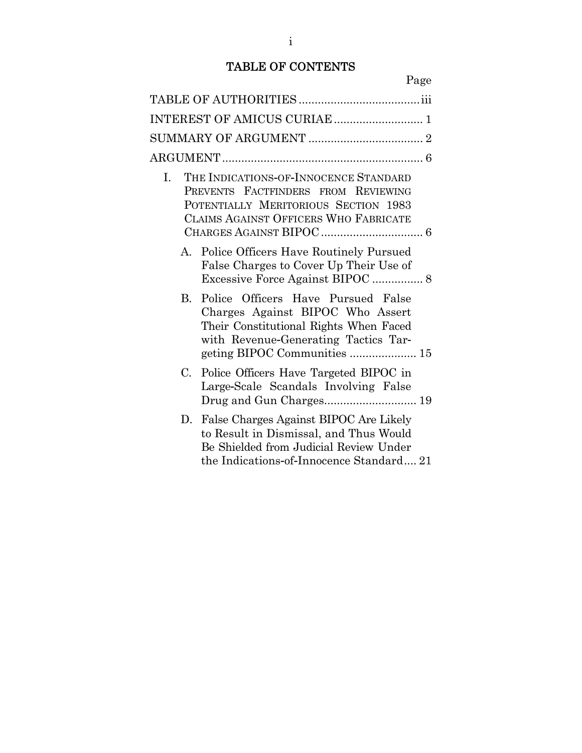# TABLE OF CONTENTS

| | Page |
|---|---|
| TABLE OF AUTHORITIES | iii |
| INTEREST OF AMICUS CURIAE | 1 |
| SUMMARY OF ARGUMENT | 2 |
| ARGUMENT | 6 |
| I. THE INDICATIONS-OF-INNOCENCE STANDARD PREVENTS FACTFINDERS FROM REVIEWING POTENTIALLY MERITORIOUS SECTION 1983 CLAIMS AGAINST OFFICERS WHO FABRICATE CHARGES AGAINST BIPOC | 6 |
| A. Police Officers Have Routinely Pursued False Charges to Cover Up Their Use of Excessive Force Against BIPOC | 8 |
| B. Police Officers Have Pursued False Charges Against BIPOC Who Assert Their Constitutional Rights When Faced with Revenue-Generating Tactics Targeting BIPOC Communities | 15 |
| C. Police Officers Have Targeted BIPOC in Large-Scale Scandals Involving False Drug and Gun Charges | 19 |
| D. False Charges Against BIPOC Are Likely to Result in Dismissal, and Thus Would Be Shielded from Judicial Review Under the Indications-of-Innocence Standard | 21 |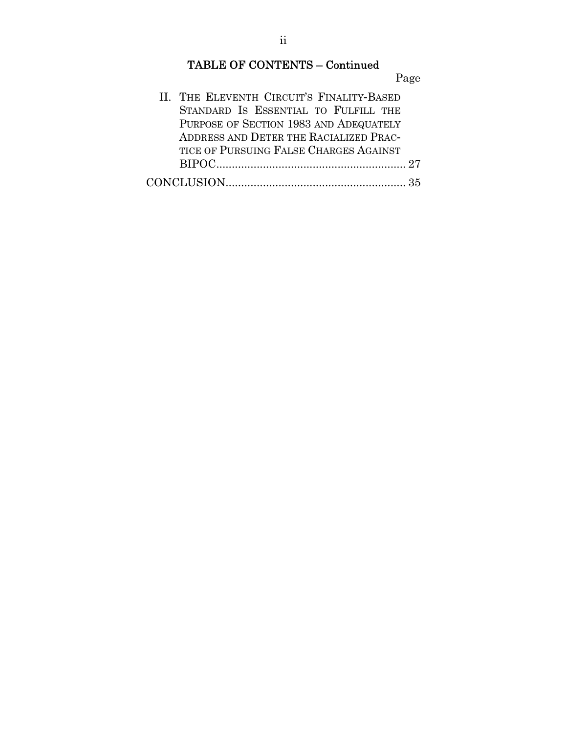## TABLE OF CONTENTS – Continued

| | Page |
|---|---|
| II. THE ELEVENTH CIRCUIT'S FINALITY-BASED STANDARD IS ESSENTIAL TO FULFILL THE PURPOSE OF SECTION 1983 AND ADEQUATELY ADDRESS AND DETER THE RACIALIZED PRACTICE OF PURSUING FALSE CHARGES AGAINST BIPOC | 27 |
| CONCLUSION | 35 |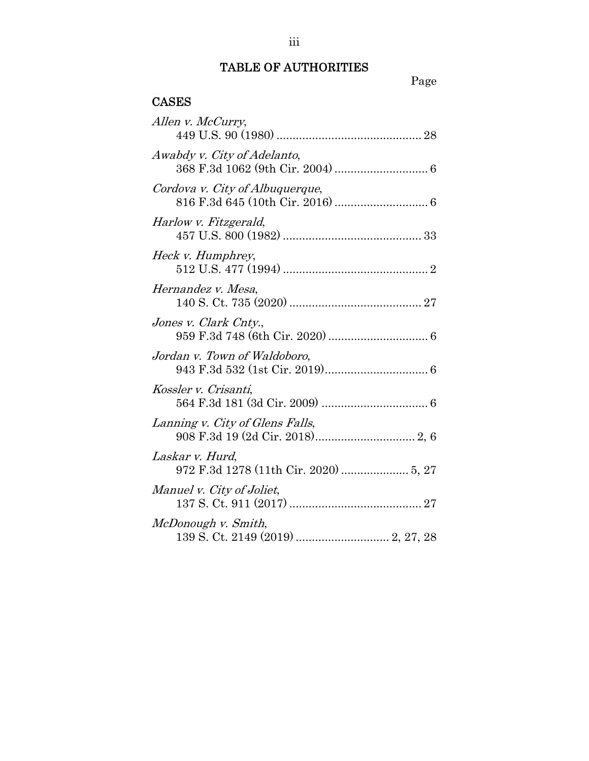## TABLE OF AUTHORITIES

Page

### CASES

*Allen v. McCurry*,
449 U.S. 90 (1980) ............................................ 28

*Awabdy v. City of Adelanto*,
368 F.3d 1062 (9th Cir. 2004) ............................ 6

*Cordova v. City of Albuquerque*,
816 F.3d 645 (10th Cir. 2016) ............................ 6

*Harlow v. Fitzgerald*,
457 U.S. 800 (1982) .......................................... 33

*Heck v. Humphrey*,
512 U.S. 477 (1994) ............................................ 2

*Hernandez v. Mesa*,
140 S. Ct. 735 (2020) ........................................ 27

*Jones v. Clark Cnty.*,
959 F.3d 748 (6th Cir. 2020) .............................. 6

*Jordan v. Town of Waldoboro*,
943 F.3d 532 (1st Cir. 2019)............................... 6

*Kossler v. Crisanti*,
564 F.3d 181 (3d Cir. 2009) ................................ 6

*Lanning v. City of Glens Falls*,
908 F.3d 19 (2d Cir. 2018).............................. 2, 6

*Laskar v. Hurd*,
972 F.3d 1278 (11th Cir. 2020) .................... 5, 27

*Manuel v. City of Joliet*,
137 S. Ct. 911 (2017) ........................................ 27

*McDonough v. Smith*,
139 S. Ct. 2149 (2019) ............................ 2, 27, 28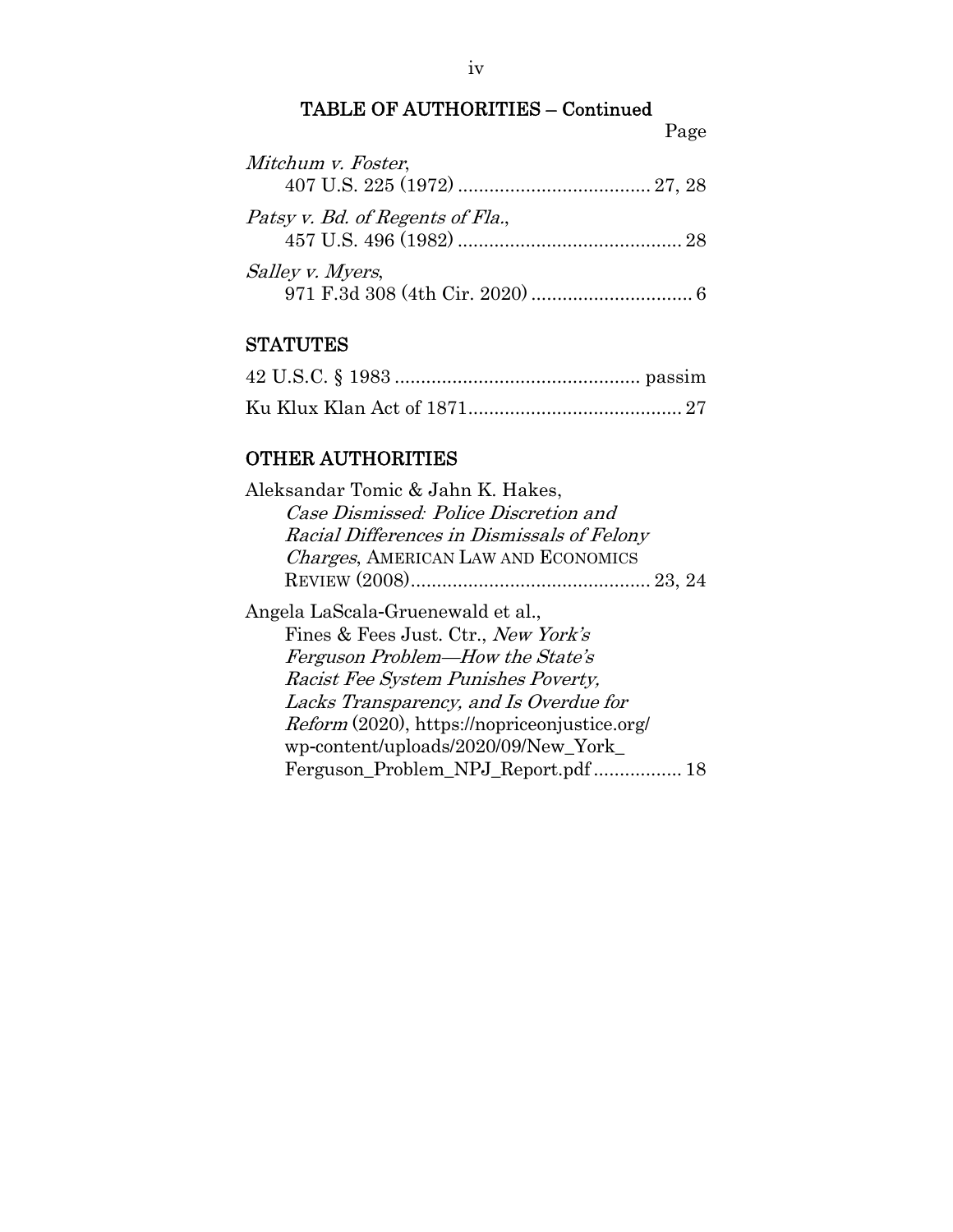## TABLE OF AUTHORITIES – Continued

Page

*Mitchum v. Foster*,
407 U.S. 225 (1972) .................................... 27, 28

*Patsy v. Bd. of Regents of Fla.*,
457 U.S. 496 (1982) .......................................... 28

*Salley v. Myers*,
971 F.3d 308 (4th Cir. 2020) .............................. 6

## STATUTES

42 U.S.C. § 1983 .............................................. passim

Ku Klux Klan Act of 1871........................................ 27

## OTHER AUTHORITIES

Aleksandar Tomic & Jahn K. Hakes,
*Case Dismissed: Police Discretion and Racial Differences in Dismissals of Felony Charges*, AMERICAN LAW AND ECONOMICS REVIEW (2008)............................................. 23, 24

Angela LaScala-Gruenewald et al.,
Fines & Fees Just. Ctr., *New York's Ferguson Problem—How the State's Racist Fee System Punishes Poverty, Lacks Transparency, and Is Overdue for Reform* (2020), https://nopriceonjustice.org/wp-content/uploads/2020/09/New_York_Ferguson_Problem_NPJ_Report.pdf ................. 18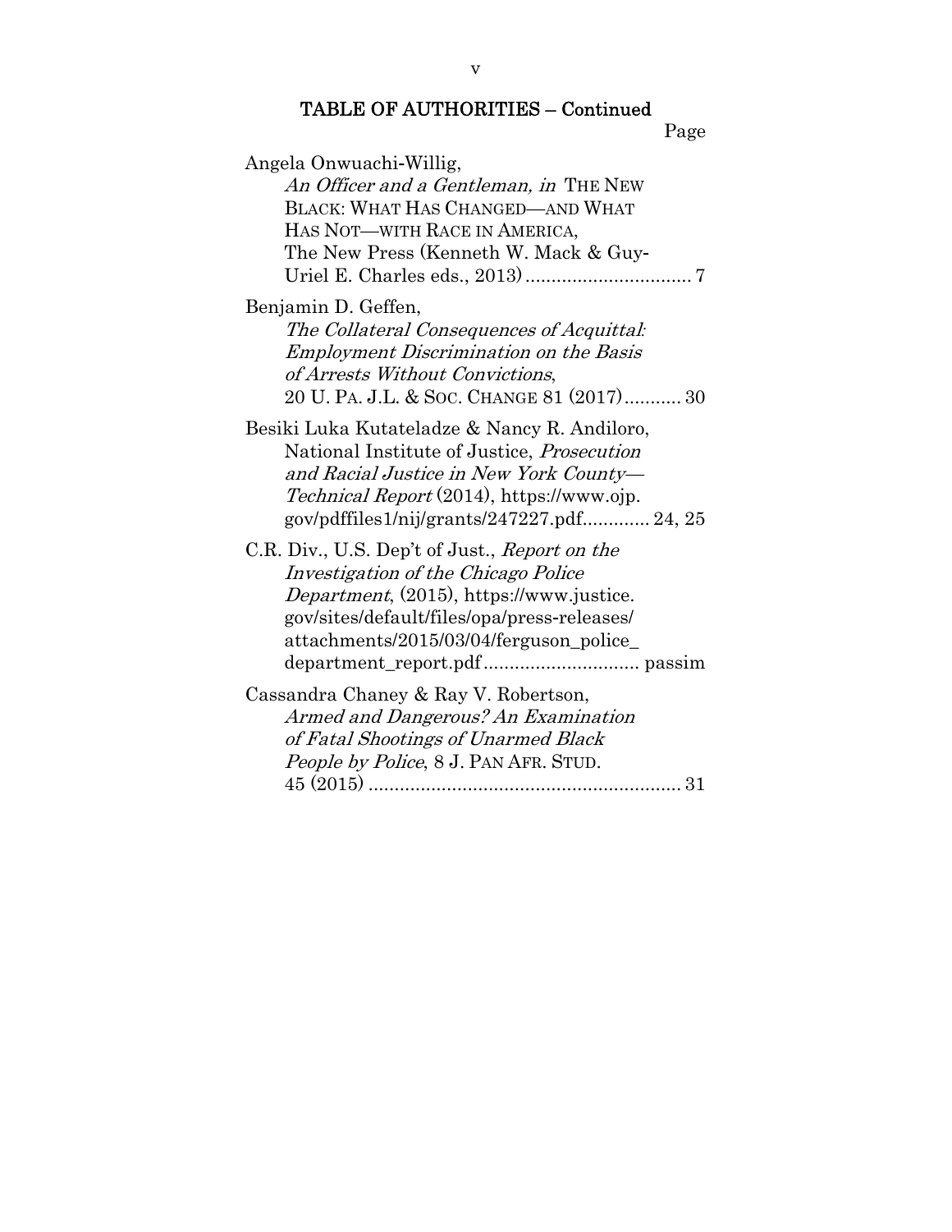## TABLE OF AUTHORITIES – Continued

Page

Angela Onwuachi-Willig,
*An Officer and a Gentleman, in* THE NEW BLACK: WHAT HAS CHANGED—AND WHAT HAS NOT—WITH RACE IN AMERICA, The New Press (Kenneth W. Mack & Guy-Uriel E. Charles eds., 2013) ................................ 7

Benjamin D. Geffen,
*The Collateral Consequences of Acquittal: Employment Discrimination on the Basis of Arrests Without Convictions*, 20 U. PA. J.L. & SOC. CHANGE 81 (2017)........... 30

Besiki Luka Kutateladze & Nancy R. Andiloro,
National Institute of Justice, *Prosecution and Racial Justice in New York County—Technical Report* (2014), https://www.ojp.gov/pdffiles1/nij/grants/247227.pdf............. 24, 25

C.R. Div., U.S. Dep't of Just., *Report on the Investigation of the Chicago Police Department*, (2015), https://www.justice.gov/sites/default/files/opa/press-releases/attachments/2015/03/04/ferguson_police_department_report.pdf .............................. passim

Cassandra Chaney & Ray V. Robertson,
*Armed and Dangerous? An Examination of Fatal Shootings of Unarmed Black People by Police*, 8 J. PAN AFR. STUD. 45 (2015) ............................................................ 31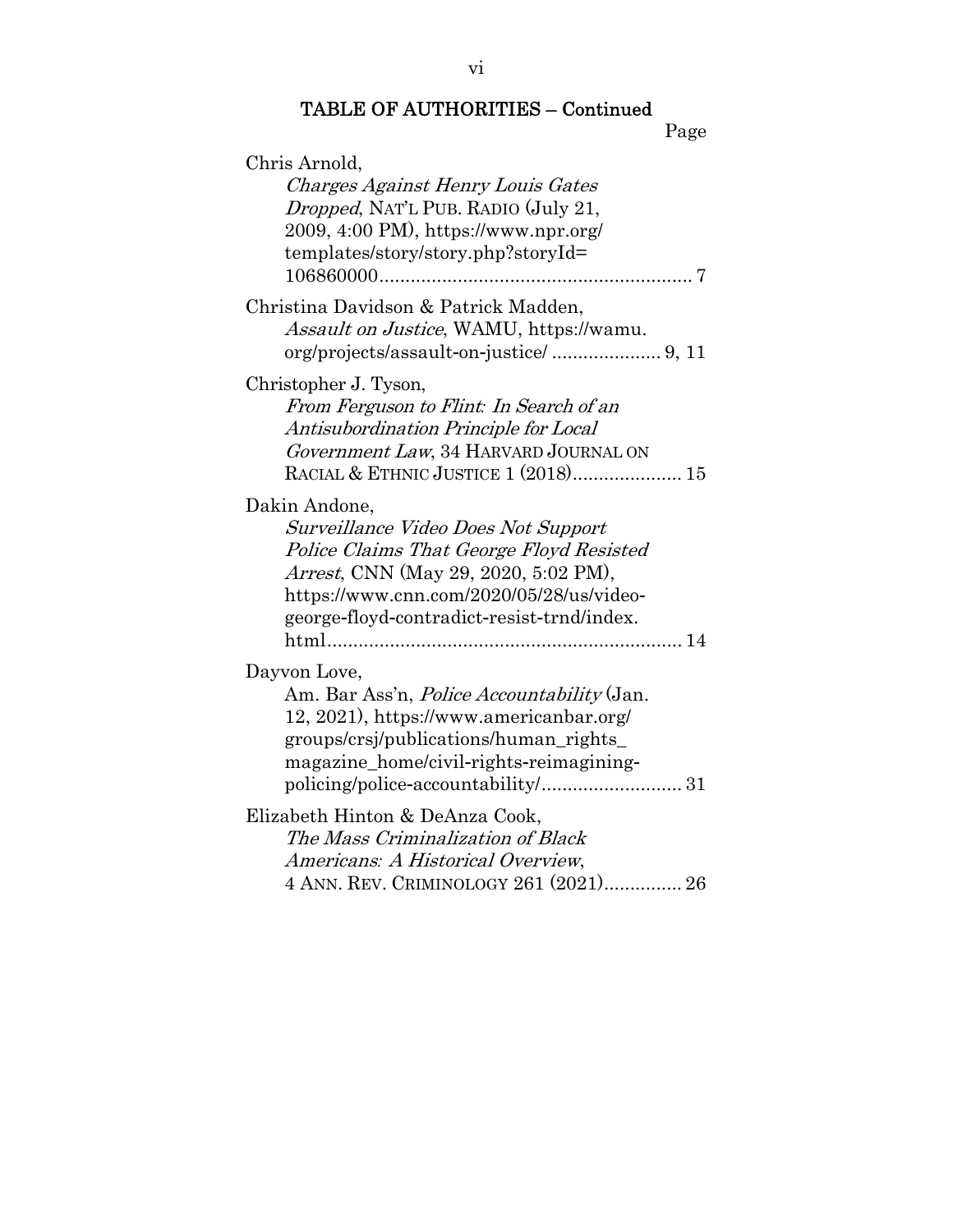## TABLE OF AUTHORITIES – Continued

Page

Chris Arnold, *Charges Against Henry Louis Gates Dropped*, NAT'L PUB. RADIO (July 21, 2009, 4:00 PM), https://www.npr.org/templates/story/story.php?storyId=106860000 ........................................................... 7

Christina Davidson & Patrick Madden, *Assault on Justice*, WAMU, https://wamu.org/projects/assault-on-justice/ ..................... 9, 11

Christopher J. Tyson, *From Ferguson to Flint: In Search of an Antisubordination Principle for Local Government Law*, 34 HARVARD JOURNAL ON RACIAL & ETHNIC JUSTICE 1 (2018)..................... 15

Dakin Andone, *Surveillance Video Does Not Support Police Claims That George Floyd Resisted Arrest*, CNN (May 29, 2020, 5:02 PM), https://www.cnn.com/2020/05/28/us/video-george-floyd-contradict-resist-trnd/index.html................................................................... 14

Dayvon Love, Am. Bar Ass'n, *Police Accountability* (Jan. 12, 2021), https://www.americanbar.org/groups/crsj/publications/human_rights_magazine_home/civil-rights-reimagining-policing/police-accountability/........................... 31

Elizabeth Hinton & DeAnza Cook, *The Mass Criminalization of Black Americans: A Historical Overview*, 4 ANN. REV. CRIMINOLOGY 261 (2021)............... 26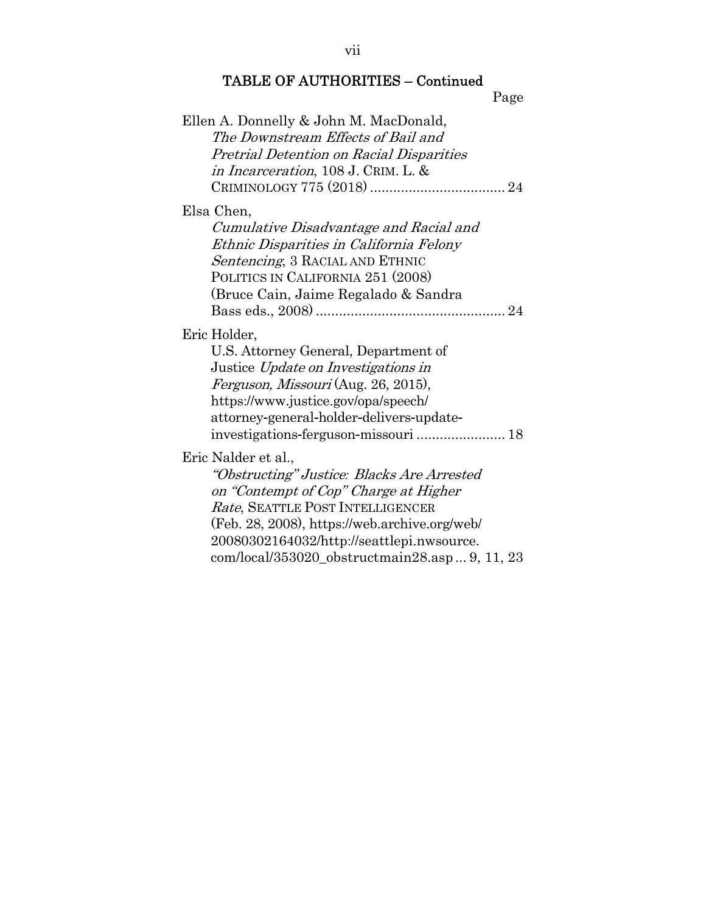## TABLE OF AUTHORITIES – Continued

Page

Ellen A. Donnelly & John M. MacDonald, *The Downstream Effects of Bail and Pretrial Detention on Racial Disparities in Incarceration*, 108 J. CRIM. L. & CRIMINOLOGY 775 (2018) .................................. 24

Elsa Chen, *Cumulative Disadvantage and Racial and Ethnic Disparities in California Felony Sentencing*, 3 RACIAL AND ETHNIC POLITICS IN CALIFORNIA 251 (2008) (Bruce Cain, Jaime Regalado & Sandra Bass eds., 2008) ................................................ 24

Eric Holder, U.S. Attorney General, Department of Justice *Update on Investigations in Ferguson, Missouri* (Aug. 26, 2015), https://www.justice.gov/opa/speech/attorney-general-holder-delivers-update-investigations-ferguson-missouri ....................... 18

Eric Nalder et al., *"Obstructing" Justice: Blacks Are Arrested on "Contempt of Cop" Charge at Higher Rate*, SEATTLE POST INTELLIGENCER (Feb. 28, 2008), https://web.archive.org/web/20080302164032/http://seattlepi.nwsource.com/local/353020_obstructmain28.asp ... 9, 11, 23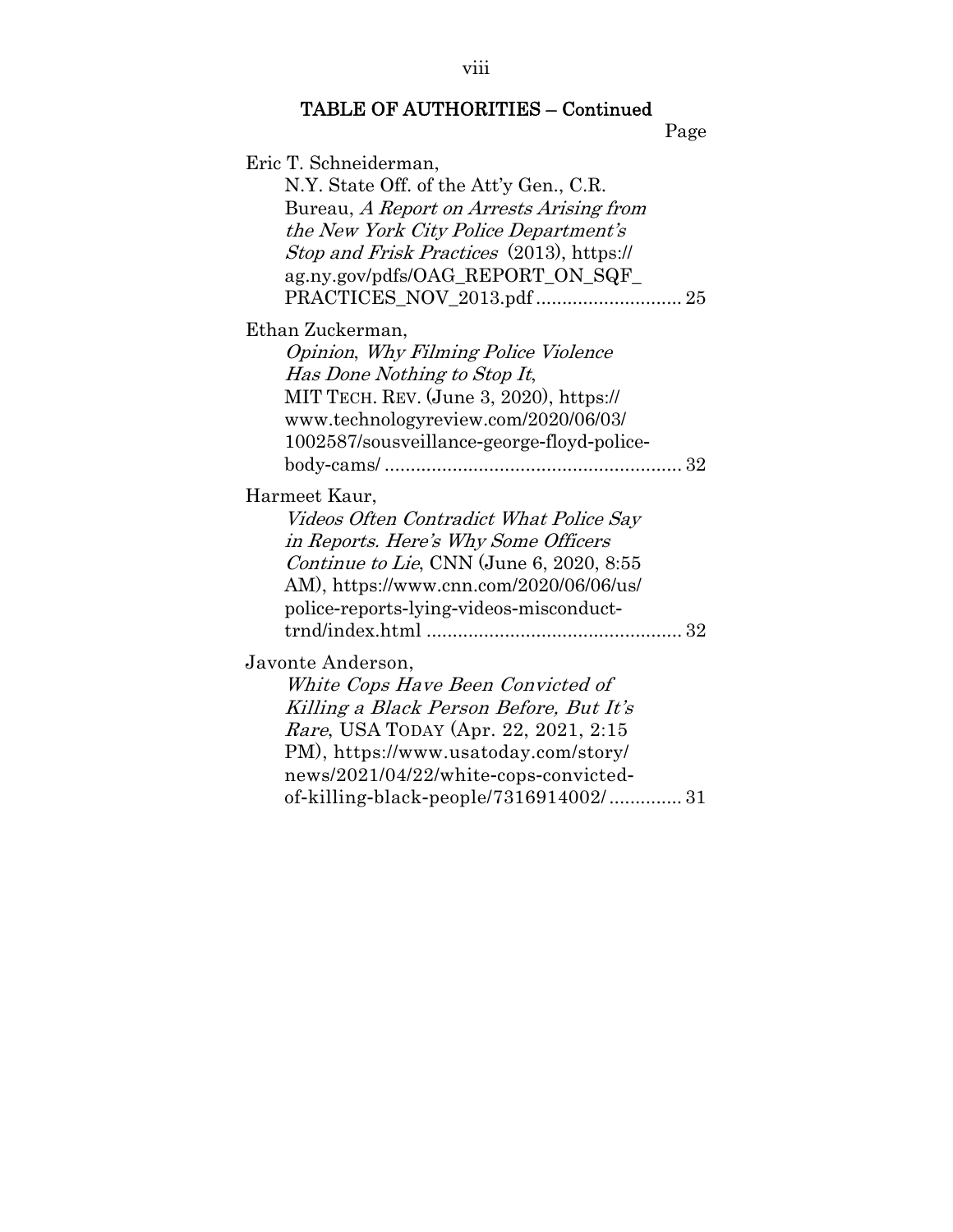## TABLE OF AUTHORITIES – Continued

Page

Eric T. Schneiderman,
N.Y. State Off. of the Att'y Gen., C.R. Bureau, *A Report on Arrests Arising from the New York City Police Department's Stop and Frisk Practices* (2013), https://ag.ny.gov/pdfs/OAG_REPORT_ON_SQF_PRACTICES_NOV_2013.pdf ............................ 25

Ethan Zuckerman,
*Opinion*, *Why Filming Police Violence Has Done Nothing to Stop It*, MIT TECH. REV. (June 3, 2020), https://www.technologyreview.com/2020/06/03/1002587/sousveillance-george-floyd-police-body-cams/ ......................................................... 32

Harmeet Kaur,
*Videos Often Contradict What Police Say in Reports. Here's Why Some Officers Continue to Lie*, CNN (June 6, 2020, 8:55 AM), https://www.cnn.com/2020/06/06/us/police-reports-lying-videos-misconduct-trnd/index.html ................................................. 32

Javonte Anderson,
*White Cops Have Been Convicted of Killing a Black Person Before, But It's Rare*, USA TODAY (Apr. 22, 2021, 2:15 PM), https://www.usatoday.com/story/news/2021/04/22/white-cops-convicted-of-killing-black-people/7316914002/.............. 31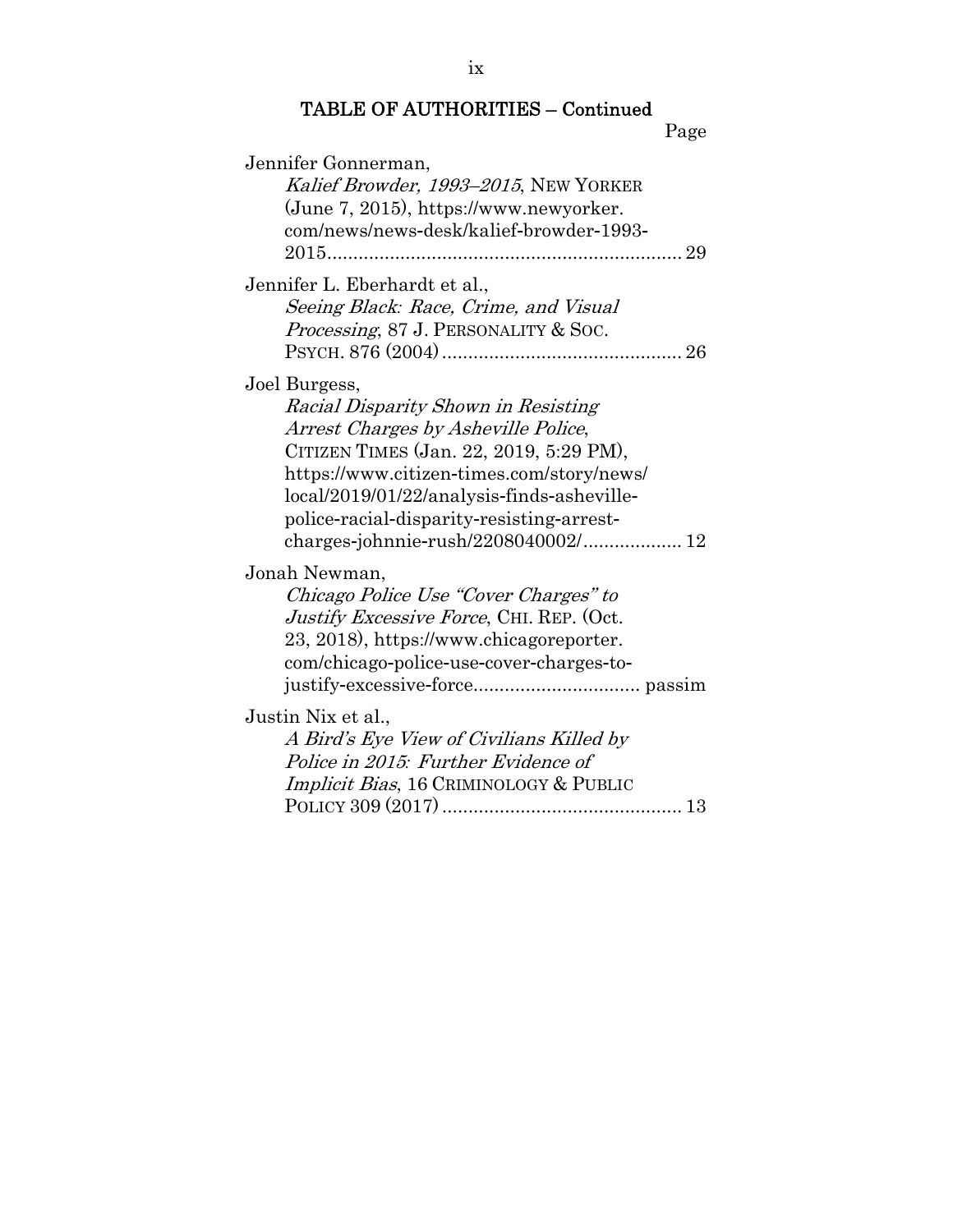## TABLE OF AUTHORITIES – Continued

Page

Jennifer Gonnerman,
*Kalief Browder, 1993–2015*, NEW YORKER (June 7, 2015), https://www.newyorker.com/news/news-desk/kalief-browder-1993-2015 .................................................................... 29

Jennifer L. Eberhardt et al.,
*Seeing Black: Race, Crime, and Visual Processing*, 87 J. PERSONALITY & SOC. PSYCH. 876 (2004) .............................................. 26

Joel Burgess,
*Racial Disparity Shown in Resisting Arrest Charges by Asheville Police*, CITIZEN TIMES (Jan. 22, 2019, 5:29 PM), https://www.citizen-times.com/story/news/local/2019/01/22/analysis-finds-asheville-police-racial-disparity-resisting-arrest-charges-johnnie-rush/2208040002/ ................... 12

Jonah Newman,
*Chicago Police Use "Cover Charges" to Justify Excessive Force*, CHI. REP. (Oct. 23, 2018), https://www.chicagoreporter.com/chicago-police-use-cover-charges-to-justify-excessive-force ................................ passim

Justin Nix et al.,
*A Bird's Eye View of Civilians Killed by Police in 2015: Further Evidence of Implicit Bias*, 16 CRIMINOLOGY & PUBLIC POLICY 309 (2017) .............................................. 13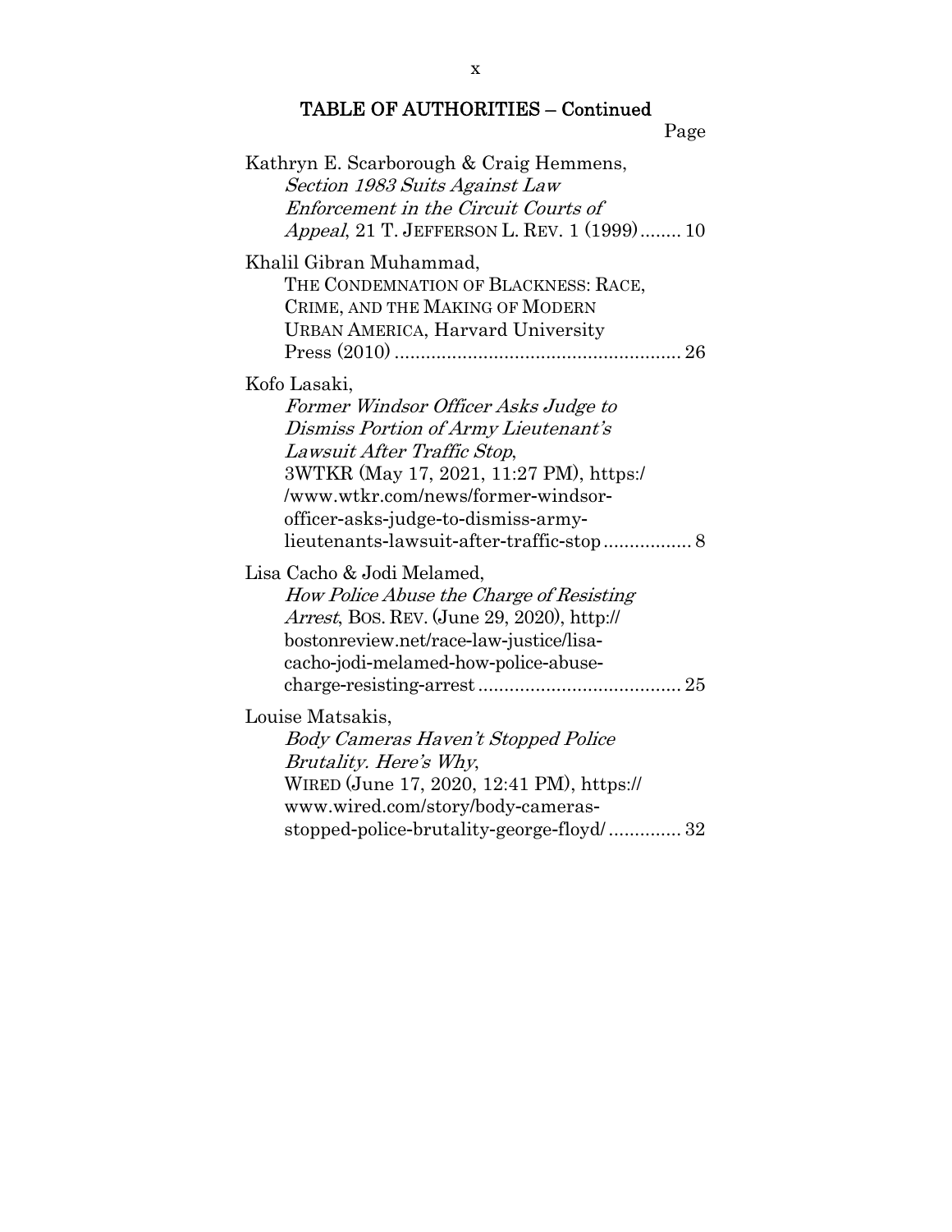## TABLE OF AUTHORITIES – Continued

Page

Kathryn E. Scarborough & Craig Hemmens, *Section 1983 Suits Against Law Enforcement in the Circuit Courts of Appeal*, 21 T. JEFFERSON L. REV. 1 (1999)........ 10

Khalil Gibran Muhammad, THE CONDEMNATION OF BLACKNESS: RACE, CRIME, AND THE MAKING OF MODERN URBAN AMERICA, Harvard University Press (2010) ....................................................... 26

Kofo Lasaki, *Former Windsor Officer Asks Judge to Dismiss Portion of Army Lieutenant's Lawsuit After Traffic Stop*, 3WTKR (May 17, 2021, 11:27 PM), https://www.wtkr.com/news/former-windsor-officer-asks-judge-to-dismiss-army-lieutenants-lawsuit-after-traffic-stop ................. 8

Lisa Cacho & Jodi Melamed, *How Police Abuse the Charge of Resisting Arrest*, BOS. REV. (June 29, 2020), http://bostonreview.net/race-law-justice/lisa-cacho-jodi-melamed-how-police-abuse-charge-resisting-arrest ....................................... 25

Louise Matsakis, *Body Cameras Haven't Stopped Police Brutality. Here's Why*, WIRED (June 17, 2020, 12:41 PM), https://www.wired.com/story/body-cameras-stopped-police-brutality-george-floyd/ .............. 32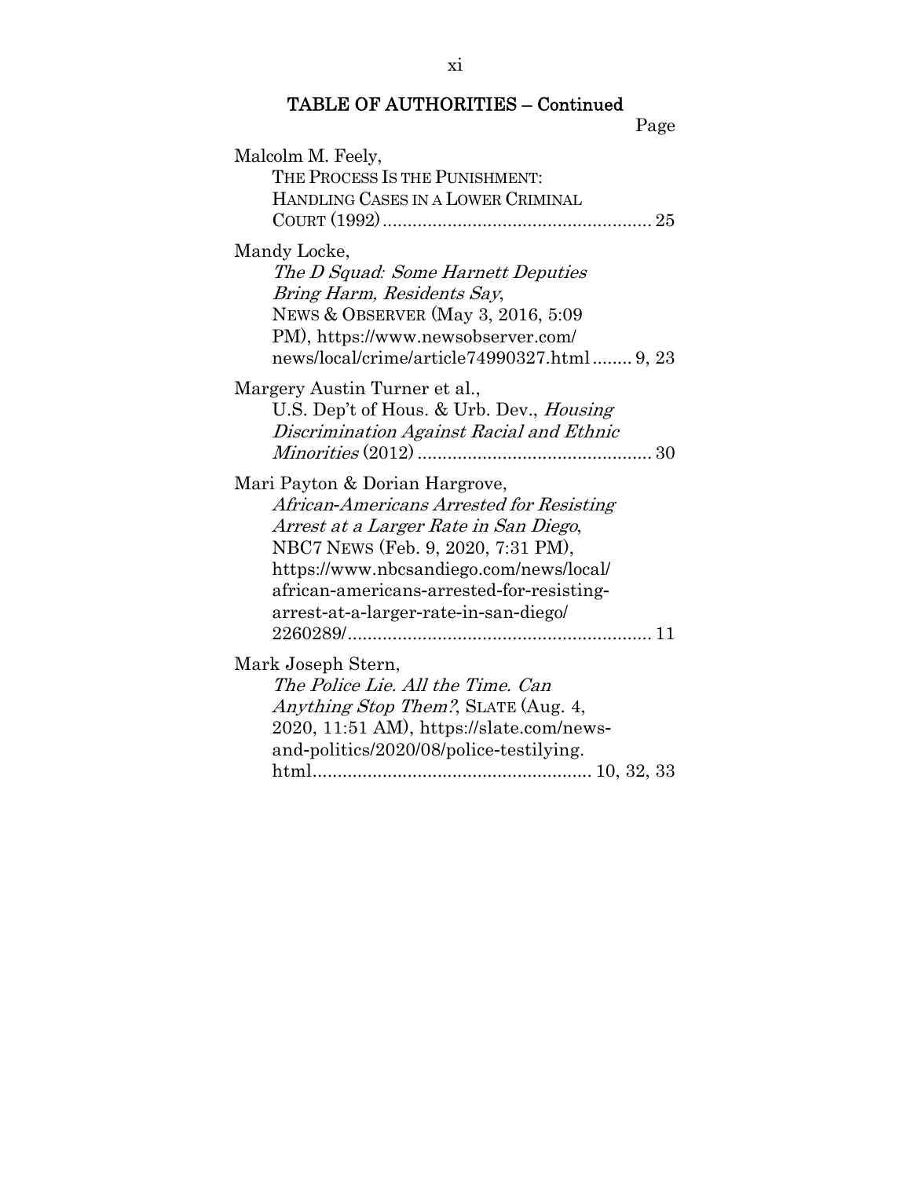## TABLE OF AUTHORITIES – Continued

Page

Malcolm M. Feely,
THE PROCESS IS THE PUNISHMENT: HANDLING CASES IN A LOWER CRIMINAL COURT (1992) ..................................................... 25

Mandy Locke,
*The D Squad: Some Harnett Deputies Bring Harm, Residents Say*, NEWS & OBSERVER (May 3, 2016, 5:09 PM), https://www.newsobserver.com/news/local/crime/article74990327.html ........ 9, 23

Margery Austin Turner et al.,
U.S. Dep't of Hous. & Urb. Dev., *Housing Discrimination Against Racial and Ethnic Minorities* (2012) .............................................. 30

Mari Payton & Dorian Hargrove,
*African-Americans Arrested for Resisting Arrest at a Larger Rate in San Diego*, NBC7 NEWS (Feb. 9, 2020, 7:31 PM), https://www.nbcsandiego.com/news/local/african-americans-arrested-for-resisting-arrest-at-a-larger-rate-in-san-diego/2260289/ ............................................................ 11

Mark Joseph Stern,
*The Police Lie. All the Time. Can Anything Stop Them?*, SLATE (Aug. 4, 2020, 11:51 AM), https://slate.com/news-and-politics/2020/08/police-testilying.html ....................................................... 10, 32, 33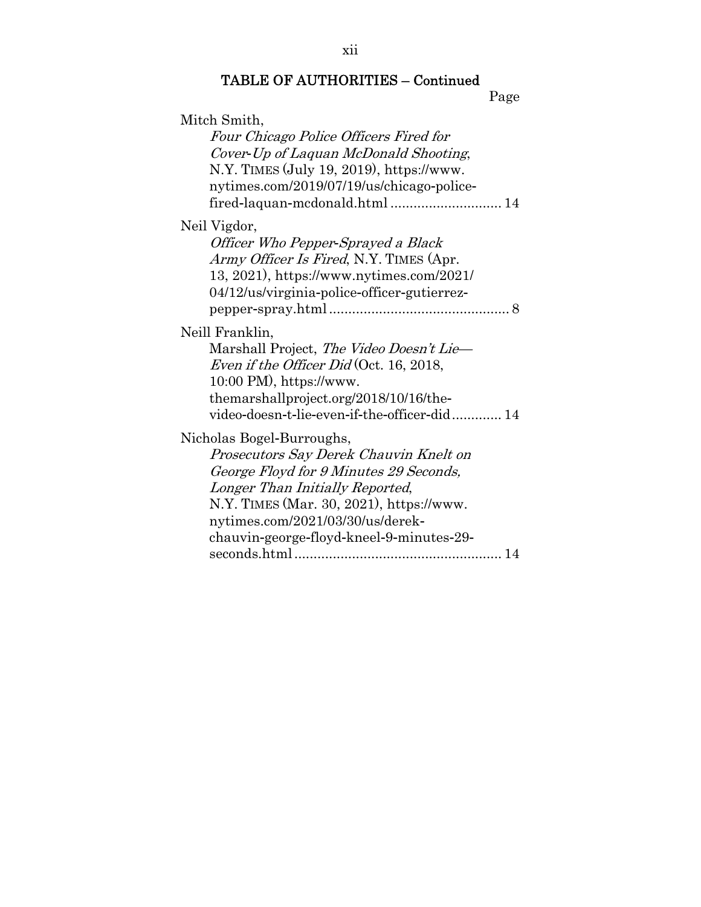## TABLE OF AUTHORITIES – Continued

Page

Mitch Smith,
*Four Chicago Police Officers Fired for Cover-Up of Laquan McDonald Shooting*, N.Y. TIMES (July 19, 2019), https://www.nytimes.com/2019/07/19/us/chicago-police-fired-laquan-mcdonald.html ............................ 14

Neil Vigdor,
*Officer Who Pepper-Sprayed a Black Army Officer Is Fired*, N.Y. TIMES (Apr. 13, 2021), https://www.nytimes.com/2021/04/12/us/virginia-police-officer-gutierrez-pepper-spray.html .............................................. 8

Neill Franklin,
Marshall Project, *The Video Doesn't Lie—Even if the Officer Did* (Oct. 16, 2018, 10:00 PM), https://www.themarshallproject.org/2018/10/16/the-video-doesn-t-lie-even-if-the-officer-did ............. 14

Nicholas Bogel-Burroughs,
*Prosecutors Say Derek Chauvin Knelt on George Floyd for 9 Minutes 29 Seconds, Longer Than Initially Reported*, N.Y. TIMES (Mar. 30, 2021), https://www.nytimes.com/2021/03/30/us/derek-chauvin-george-floyd-kneel-9-minutes-29-seconds.html ...................................................... 14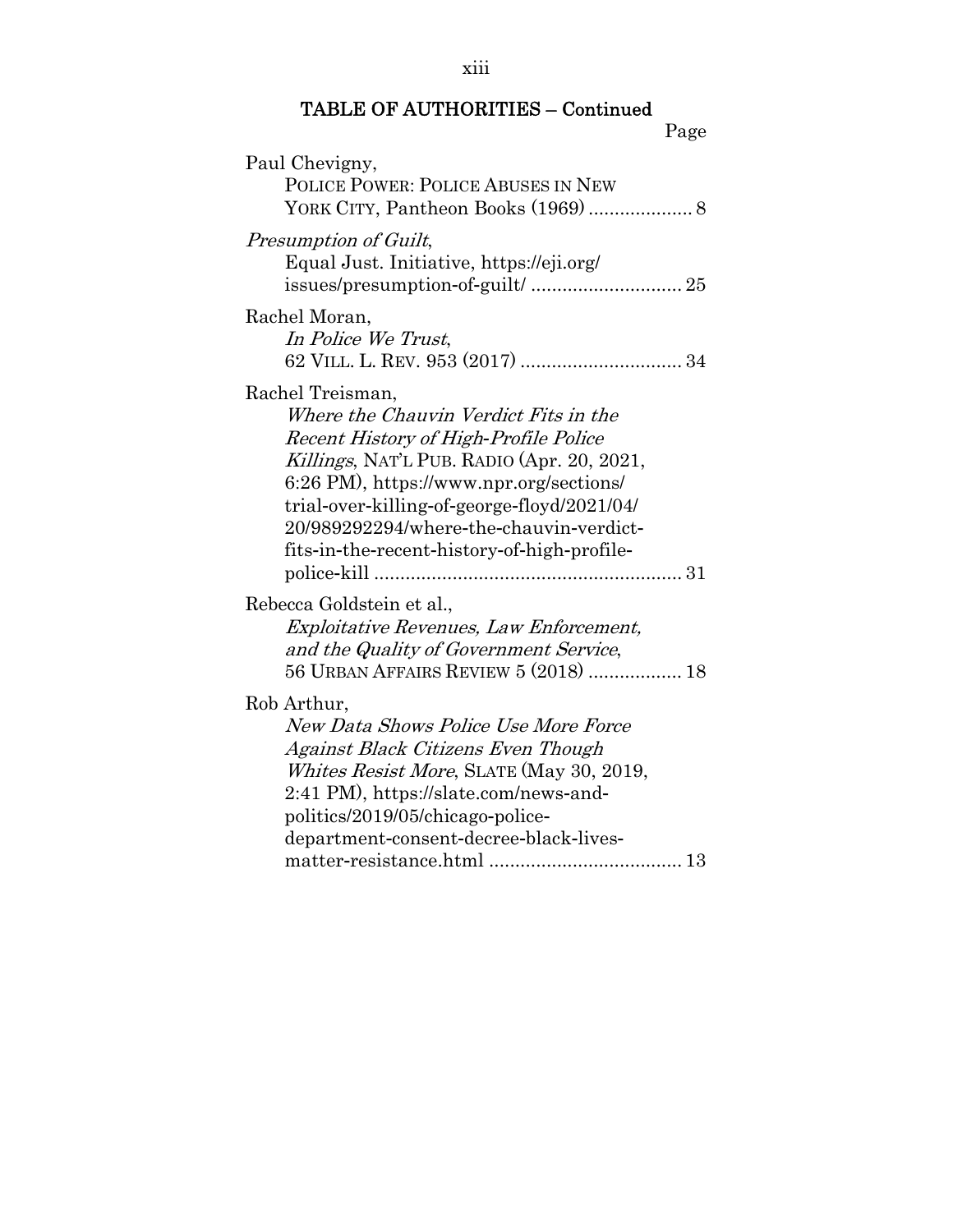## TABLE OF AUTHORITIES – Continued

Page

Paul Chevigny,
POLICE POWER: POLICE ABUSES IN NEW YORK CITY, Pantheon Books (1969) .................... 8

*Presumption of Guilt*,
Equal Just. Initiative, https://eji.org/issues/presumption-of-guilt/ ............................. 25

Rachel Moran,
*In Police We Trust*,
62 VILL. L. REV. 953 (2017) ............................... 34

Rachel Treisman,
*Where the Chauvin Verdict Fits in the Recent History of High-Profile Police Killings*, NAT'L PUB. RADIO (Apr. 20, 2021, 6:26 PM), https://www.npr.org/sections/trial-over-killing-of-george-floyd/2021/04/20/989292294/where-the-chauvin-verdict-fits-in-the-recent-history-of-high-profile-police-kill ........................................................... 31

Rebecca Goldstein et al.,
*Exploitative Revenues, Law Enforcement, and the Quality of Government Service*,
56 URBAN AFFAIRS REVIEW 5 (2018) .................. 18

Rob Arthur,
*New Data Shows Police Use More Force Against Black Citizens Even Though Whites Resist More*, SLATE (May 30, 2019, 2:41 PM), https://slate.com/news-and-politics/2019/05/chicago-police-department-consent-decree-black-lives-matter-resistance.html ..................................... 13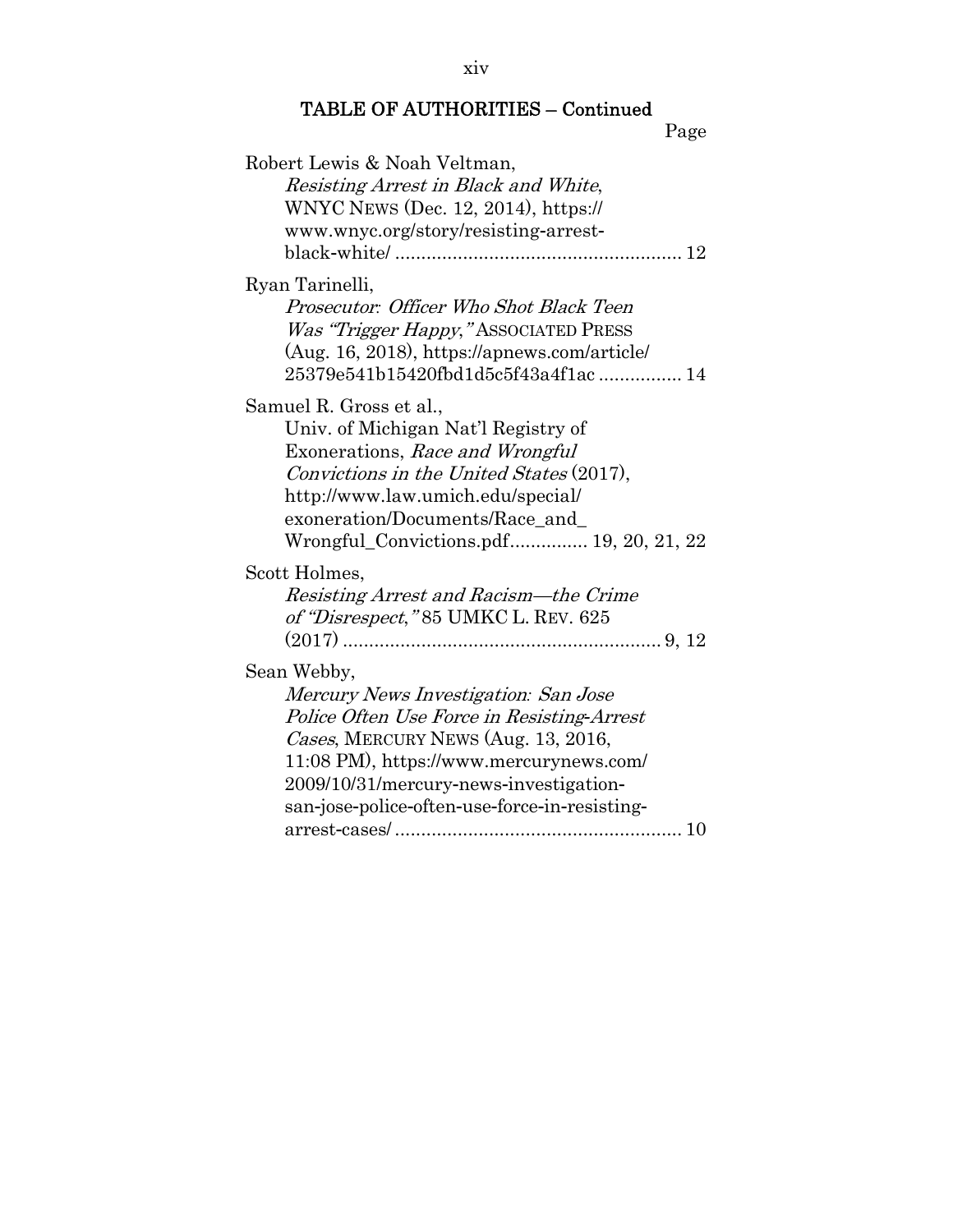## TABLE OF AUTHORITIES – Continued

Page

Robert Lewis & Noah Veltman,
*Resisting Arrest in Black and White*, WNYC NEWS (Dec. 12, 2014), https://www.wnyc.org/story/resisting-arrest-black-white/ ........................................................ 12

Ryan Tarinelli,
*Prosecutor: Officer Who Shot Black Teen Was "Trigger Happy,"* ASSOCIATED PRESS (Aug. 16, 2018), https://apnews.com/article/25379e541b15420fbd1d5c5f43a4f1ac ................ 14

Samuel R. Gross et al.,
Univ. of Michigan Nat'l Registry of Exonerations, *Race and Wrongful Convictions in the United States* (2017), http://www.law.umich.edu/special/exoneration/Documents/Race_and_Wrongful_Convictions.pdf............... 19, 20, 21, 22

Scott Holmes,
*Resisting Arrest and Racism—the Crime of "Disrespect,"* 85 UMKC L. REV. 625 (2017) ............................................................ 9, 12

Sean Webby,
*Mercury News Investigation: San Jose Police Often Use Force in Resisting-Arrest Cases*, MERCURY NEWS (Aug. 13, 2016, 11:08 PM), https://www.mercurynews.com/2009/10/31/mercury-news-investigation-san-jose-police-often-use-force-in-resisting-arrest-cases/ ...................................................... 10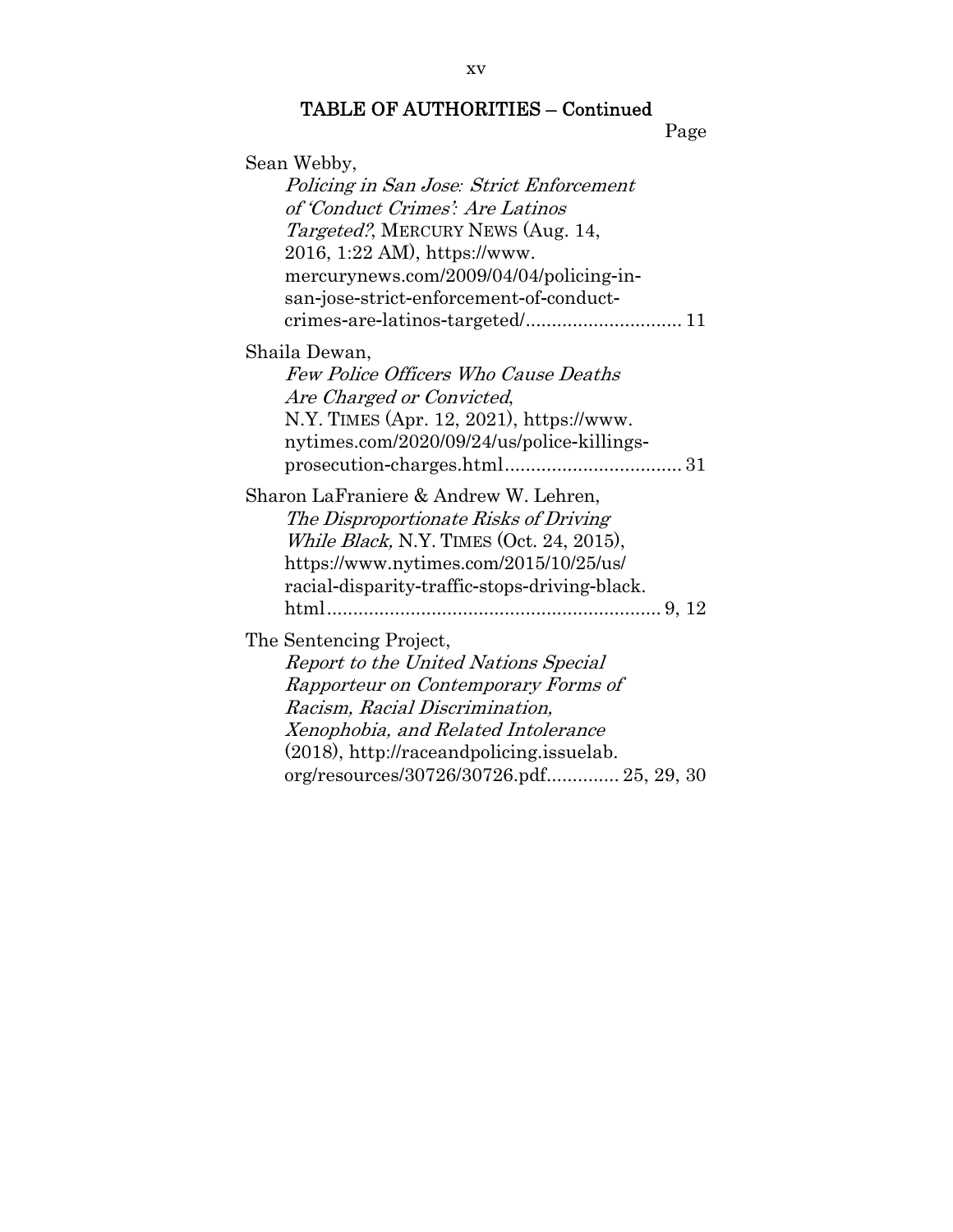## TABLE OF AUTHORITIES – Continued

Page

Sean Webby, *Policing in San Jose: Strict Enforcement of 'Conduct Crimes': Are Latinos Targeted?*, MERCURY NEWS (Aug. 14, 2016, 1:22 AM), https://www.mercurynews.com/2009/04/04/policing-in-san-jose-strict-enforcement-of-conduct-crimes-are-latinos-targeted/ .............................. 11

Shaila Dewan, *Few Police Officers Who Cause Deaths Are Charged or Convicted*, N.Y. TIMES (Apr. 12, 2021), https://www.nytimes.com/2020/09/24/us/police-killings-prosecution-charges.html .................................. 31

Sharon LaFraniere & Andrew W. Lehren, *The Disproportionate Risks of Driving While Black,* N.Y. TIMES (Oct. 24, 2015), https://www.nytimes.com/2015/10/25/us/racial-disparity-traffic-stops-driving-black.html ............................................................... 9, 12

The Sentencing Project, *Report to the United Nations Special Rapporteur on Contemporary Forms of Racism, Racial Discrimination, Xenophobia, and Related Intolerance* (2018), http://raceandpolicing.issuelab.org/resources/30726/30726.pdf.............. 25, 29, 30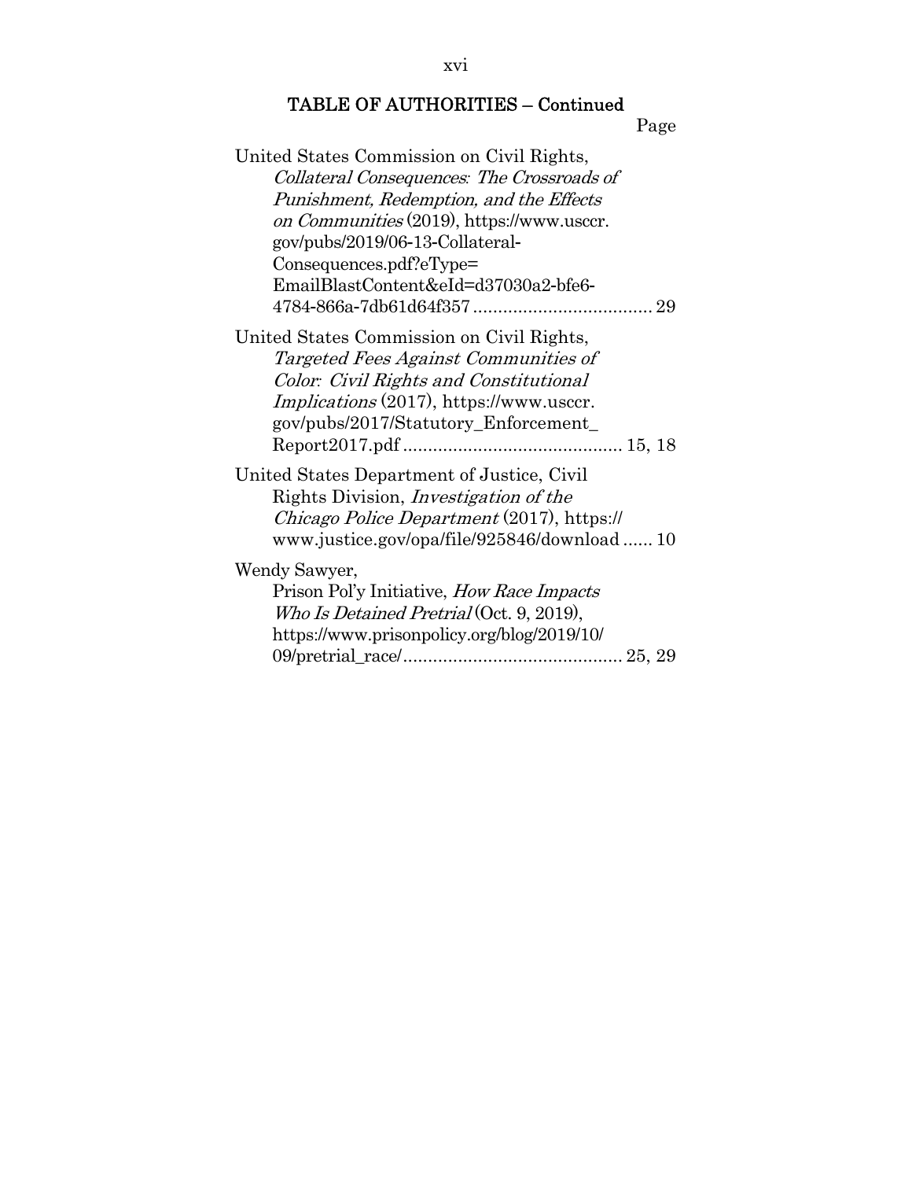## TABLE OF AUTHORITIES – Continued

Page

United States Commission on Civil Rights, *Collateral Consequences: The Crossroads of Punishment, Redemption, and the Effects on Communities* (2019), https://www.usccr.gov/pubs/2019/06-13-Collateral-Consequences.pdf?eType=EmailBlastContent&eId=d37030a2-bfe6-4784-866a-7db61d64f357 .................................... 29

United States Commission on Civil Rights, *Targeted Fees Against Communities of Color: Civil Rights and Constitutional Implications* (2017), https://www.usccr.gov/pubs/2017/Statutory_Enforcement_Report2017.pdf ........................................... 15, 18

United States Department of Justice, Civil Rights Division, *Investigation of the Chicago Police Department* (2017), https://www.justice.gov/opa/file/925846/download ...... 10

Wendy Sawyer, Prison Pol'y Initiative, *How Race Impacts Who Is Detained Pretrial* (Oct. 9, 2019), https://www.prisonpolicy.org/blog/2019/10/09/pretrial_race/........................................... 25, 29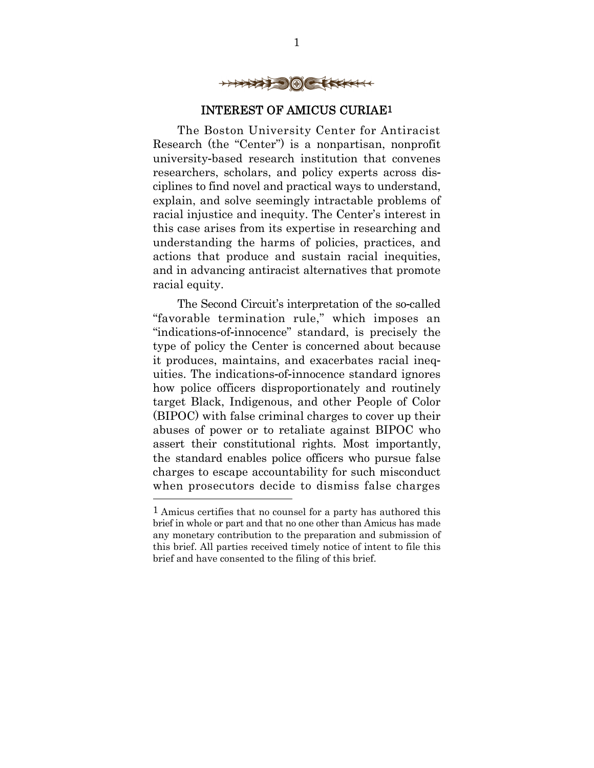## INTEREST OF AMICUS CURIAE[1]

The Boston University Center for Antiracist Research (the "Center") is a nonpartisan, nonprofit university-based research institution that convenes researchers, scholars, and policy experts across disciplines to find novel and practical ways to understand, explain, and solve seemingly intractable problems of racial injustice and inequity. The Center's interest in this case arises from its expertise in researching and understanding the harms of policies, practices, and actions that produce and sustain racial inequities, and in advancing antiracist alternatives that promote racial equity.

The Second Circuit's interpretation of the so-called "favorable termination rule," which imposes an "indications-of-innocence" standard, is precisely the type of policy the Center is concerned about because it produces, maintains, and exacerbates racial inequities. The indications-of-innocence standard ignores how police officers disproportionately and routinely target Black, Indigenous, and other People of Color (BIPOC) with false criminal charges to cover up their abuses of power or to retaliate against BIPOC who assert their constitutional rights. Most importantly, the standard enables police officers who pursue false charges to escape accountability for such misconduct when prosecutors decide to dismiss false charges

[1] Amicus certifies that no counsel for a party has authored this brief in whole or part and that no one other than Amicus has made any monetary contribution to the preparation and submission of this brief. All parties received timely notice of intent to file this brief and have consented to the filing of this brief.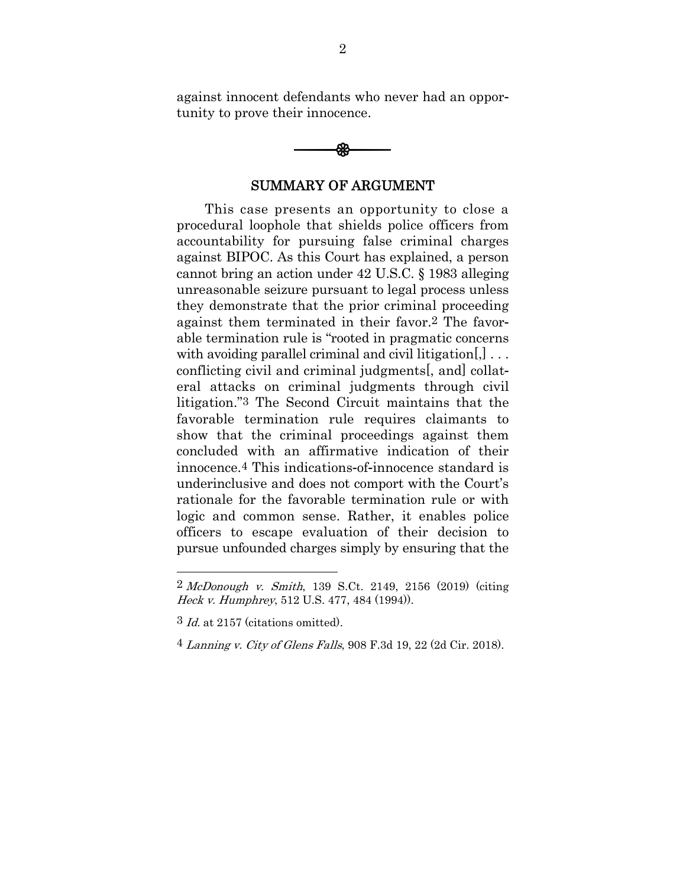against innocent defendants who never had an opportunity to prove their innocence.

## SUMMARY OF ARGUMENT

This case presents an opportunity to close a procedural loophole that shields police officers from accountability for pursuing false criminal charges against BIPOC. As this Court has explained, a person cannot bring an action under 42 U.S.C. § 1983 alleging unreasonable seizure pursuant to legal process unless they demonstrate that the prior criminal proceeding against them terminated in their favor.[2] The favorable termination rule is "rooted in pragmatic concerns with avoiding parallel criminal and civil litigation[,] . . . conflicting civil and criminal judgments[, and] collateral attacks on criminal judgments through civil litigation."[3] The Second Circuit maintains that the favorable termination rule requires claimants to show that the criminal proceedings against them concluded with an affirmative indication of their innocence.[4] This indications-of-innocence standard is underinclusive and does not comport with the Court's rationale for the favorable termination rule or with logic and common sense. Rather, it enables police officers to escape evaluation of their decision to pursue unfounded charges simply by ensuring that the

---

[2] *McDonough v. Smith*, 139 S.Ct. 2149, 2156 (2019) (citing *Heck v. Humphrey*, 512 U.S. 477, 484 (1994)).

[3] *Id.* at 2157 (citations omitted).

[4] *Lanning v. City of Glens Falls*, 908 F.3d 19, 22 (2d Cir. 2018).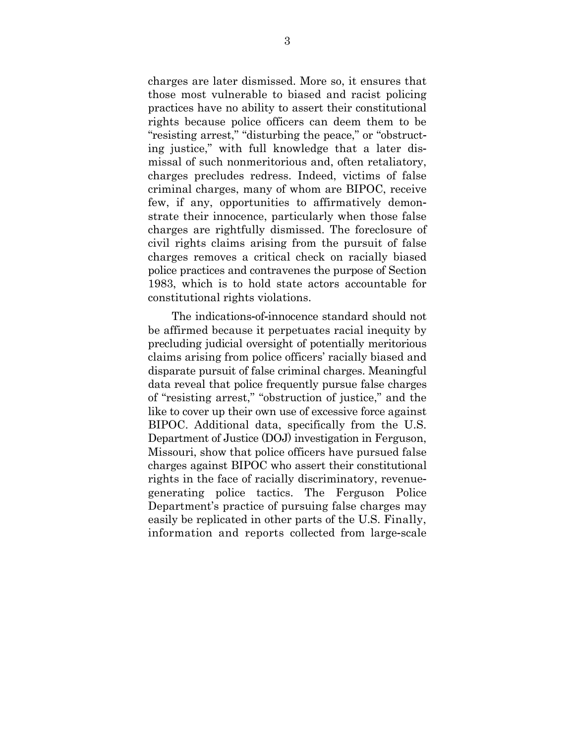charges are later dismissed. More so, it ensures that those most vulnerable to biased and racist policing practices have no ability to assert their constitutional rights because police officers can deem them to be "resisting arrest," "disturbing the peace," or "obstructing justice," with full knowledge that a later dismissal of such nonmeritorious and, often retaliatory, charges precludes redress. Indeed, victims of false criminal charges, many of whom are BIPOC, receive few, if any, opportunities to affirmatively demonstrate their innocence, particularly when those false charges are rightfully dismissed. The foreclosure of civil rights claims arising from the pursuit of false charges removes a critical check on racially biased police practices and contravenes the purpose of Section 1983, which is to hold state actors accountable for constitutional rights violations.

The indications-of-innocence standard should not be affirmed because it perpetuates racial inequity by precluding judicial oversight of potentially meritorious claims arising from police officers' racially biased and disparate pursuit of false criminal charges. Meaningful data reveal that police frequently pursue false charges of "resisting arrest," "obstruction of justice," and the like to cover up their own use of excessive force against BIPOC. Additional data, specifically from the U.S. Department of Justice (DOJ) investigation in Ferguson, Missouri, show that police officers have pursued false charges against BIPOC who assert their constitutional rights in the face of racially discriminatory, revenue-generating police tactics. The Ferguson Police Department's practice of pursuing false charges may easily be replicated in other parts of the U.S. Finally, information and reports collected from large-scale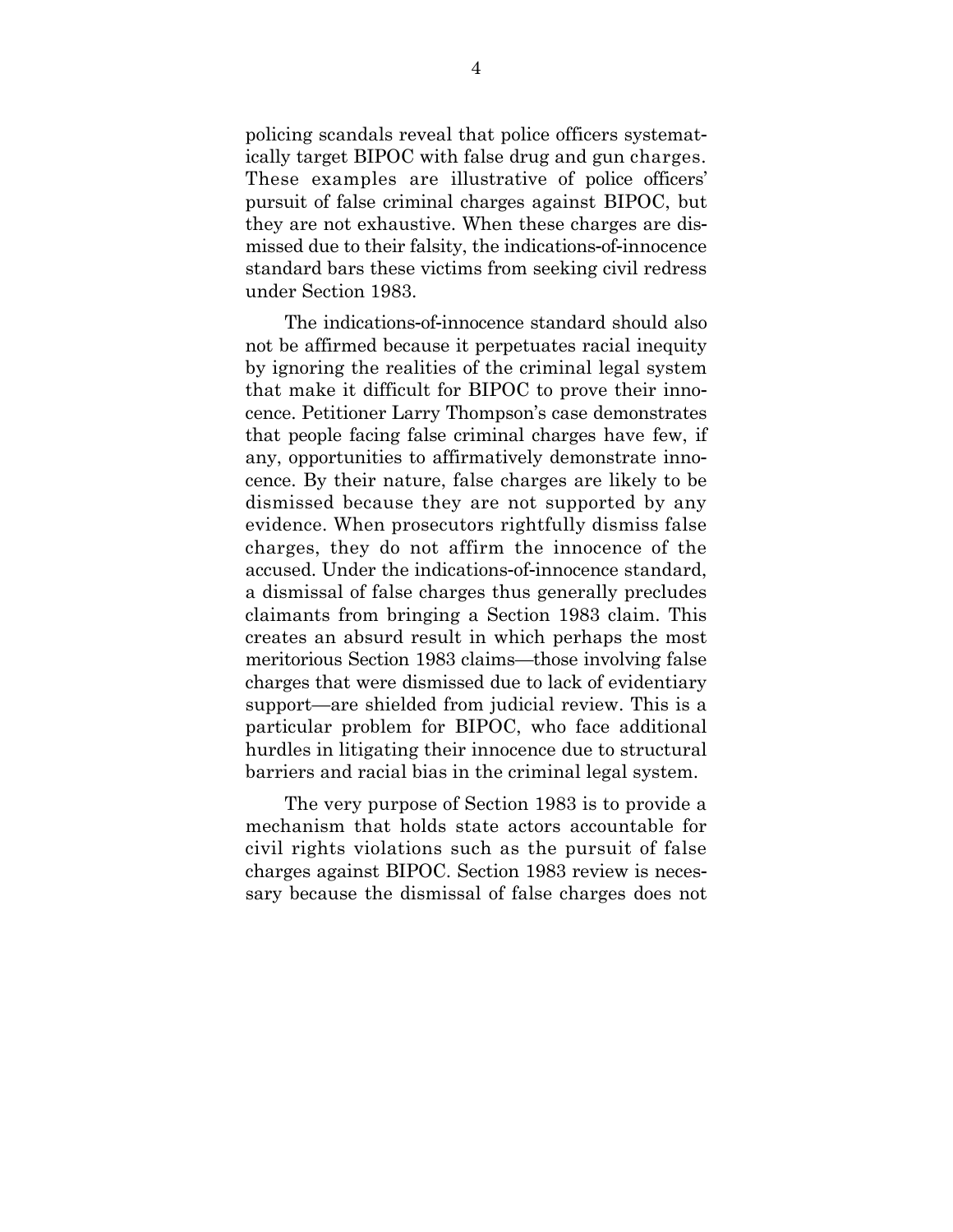policing scandals reveal that police officers systematically target BIPOC with false drug and gun charges. These examples are illustrative of police officers' pursuit of false criminal charges against BIPOC, but they are not exhaustive. When these charges are dismissed due to their falsity, the indications-of-innocence standard bars these victims from seeking civil redress under Section 1983.

The indications-of-innocence standard should also not be affirmed because it perpetuates racial inequity by ignoring the realities of the criminal legal system that make it difficult for BIPOC to prove their innocence. Petitioner Larry Thompson's case demonstrates that people facing false criminal charges have few, if any, opportunities to affirmatively demonstrate innocence. By their nature, false charges are likely to be dismissed because they are not supported by any evidence. When prosecutors rightfully dismiss false charges, they do not affirm the innocence of the accused. Under the indications-of-innocence standard, a dismissal of false charges thus generally precludes claimants from bringing a Section 1983 claim. This creates an absurd result in which perhaps the most meritorious Section 1983 claims—those involving false charges that were dismissed due to lack of evidentiary support—are shielded from judicial review. This is a particular problem for BIPOC, who face additional hurdles in litigating their innocence due to structural barriers and racial bias in the criminal legal system.

The very purpose of Section 1983 is to provide a mechanism that holds state actors accountable for civil rights violations such as the pursuit of false charges against BIPOC. Section 1983 review is necessary because the dismissal of false charges does not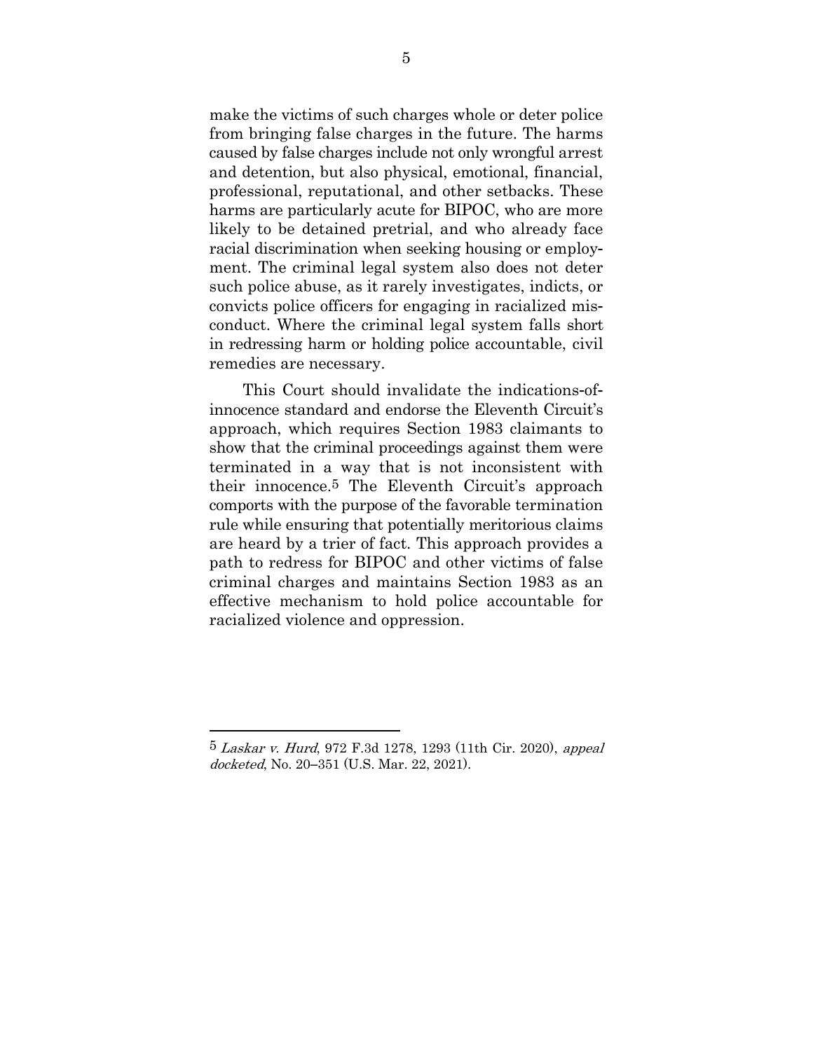make the victims of such charges whole or deter police from bringing false charges in the future. The harms caused by false charges include not only wrongful arrest and detention, but also physical, emotional, financial, professional, reputational, and other setbacks. These harms are particularly acute for BIPOC, who are more likely to be detained pretrial, and who already face racial discrimination when seeking housing or employment. The criminal legal system also does not deter such police abuse, as it rarely investigates, indicts, or convicts police officers for engaging in racialized misconduct. Where the criminal legal system falls short in redressing harm or holding police accountable, civil remedies are necessary.

This Court should invalidate the indications-of-innocence standard and endorse the Eleventh Circuit's approach, which requires Section 1983 claimants to show that the criminal proceedings against them were terminated in a way that is not inconsistent with their innocence.[5] The Eleventh Circuit's approach comports with the purpose of the favorable termination rule while ensuring that potentially meritorious claims are heard by a trier of fact. This approach provides a path to redress for BIPOC and other victims of false criminal charges and maintains Section 1983 as an effective mechanism to hold police accountable for racialized violence and oppression.

---

[5] *Laskar v. Hurd*, 972 F.3d 1278, 1293 (11th Cir. 2020), *appeal docketed*, No. 20–351 (U.S. Mar. 22, 2021).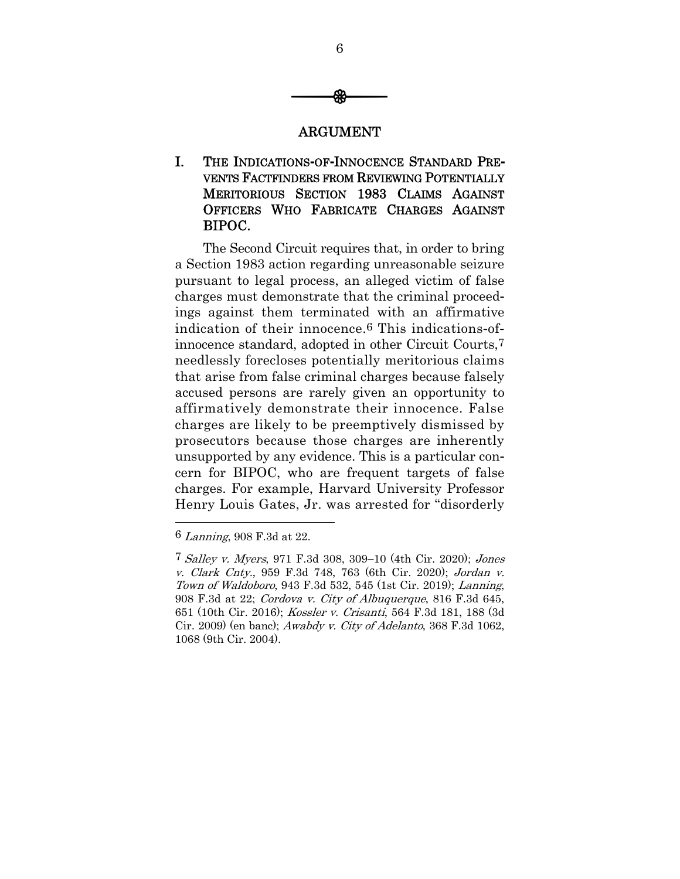## ARGUMENT

### I. THE INDICATIONS-OF-INNOCENCE STANDARD PREVENTS FACTFINDERS FROM REVIEWING POTENTIALLY MERITORIOUS SECTION 1983 CLAIMS AGAINST OFFICERS WHO FABRICATE CHARGES AGAINST BIPOC.

The Second Circuit requires that, in order to bring a Section 1983 action regarding unreasonable seizure pursuant to legal process, an alleged victim of false charges must demonstrate that the criminal proceedings against them terminated with an affirmative indication of their innocence.[6] This indications-of-innocence standard, adopted in other Circuit Courts,[7] needlessly forecloses potentially meritorious claims that arise from false criminal charges because falsely accused persons are rarely given an opportunity to affirmatively demonstrate their innocence. False charges are likely to be preemptively dismissed by prosecutors because those charges are inherently unsupported by any evidence. This is a particular concern for BIPOC, who are frequent targets of false charges. For example, Harvard University Professor Henry Louis Gates, Jr. was arrested for "disorderly

---

[6] *Lanning*, 908 F.3d at 22.

[7] *Salley v. Myers*, 971 F.3d 308, 309–10 (4th Cir. 2020); *Jones v. Clark Cnty.*, 959 F.3d 748, 763 (6th Cir. 2020); *Jordan v. Town of Waldoboro*, 943 F.3d 532, 545 (1st Cir. 2019); *Lanning*, 908 F.3d at 22; *Cordova v. City of Albuquerque*, 816 F.3d 645, 651 (10th Cir. 2016); *Kossler v. Crisanti*, 564 F.3d 181, 188 (3d Cir. 2009) (en banc); *Awabdy v. City of Adelanto*, 368 F.3d 1062, 1068 (9th Cir. 2004).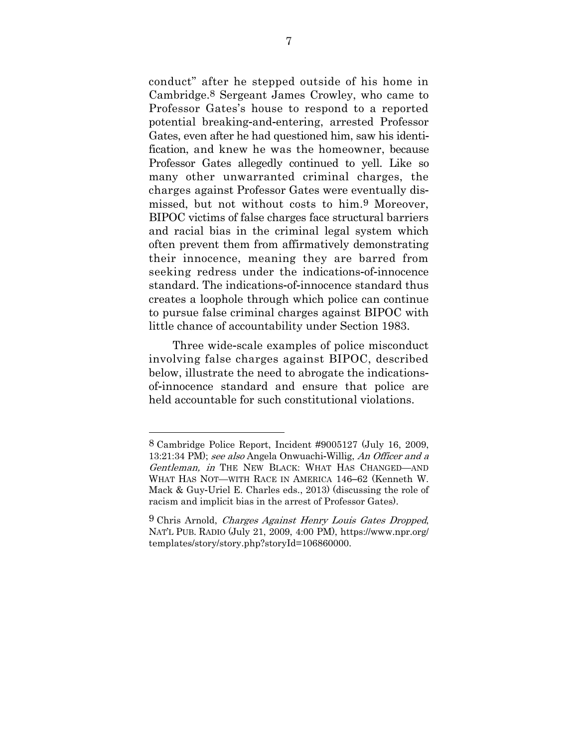conduct" after he stepped outside of his home in Cambridge.[8] Sergeant James Crowley, who came to Professor Gates's house to respond to a reported potential breaking-and-entering, arrested Professor Gates, even after he had questioned him, saw his identification, and knew he was the homeowner, because Professor Gates allegedly continued to yell. Like so many other unwarranted criminal charges, the charges against Professor Gates were eventually dismissed, but not without costs to him.[9] Moreover, BIPOC victims of false charges face structural barriers and racial bias in the criminal legal system which often prevent them from affirmatively demonstrating their innocence, meaning they are barred from seeking redress under the indications-of-innocence standard. The indications-of-innocence standard thus creates a loophole through which police can continue to pursue false criminal charges against BIPOC with little chance of accountability under Section 1983.

Three wide-scale examples of police misconduct involving false charges against BIPOC, described below, illustrate the need to abrogate the indications-of-innocence standard and ensure that police are held accountable for such constitutional violations.

---

[8] Cambridge Police Report, Incident #9005127 (July 16, 2009, 13:21:34 PM); *see also* Angela Onwuachi-Willig, *An Officer and a Gentleman, in* THE NEW BLACK: WHAT HAS CHANGED—AND WHAT HAS NOT—WITH RACE IN AMERICA 146–62 (Kenneth W. Mack & Guy-Uriel E. Charles eds., 2013) (discussing the role of racism and implicit bias in the arrest of Professor Gates).

[9] Chris Arnold, *Charges Against Henry Louis Gates Dropped*, NAT'L PUB. RADIO (July 21, 2009, 4:00 PM), https://www.npr.org/templates/story/story.php?storyId=106860000.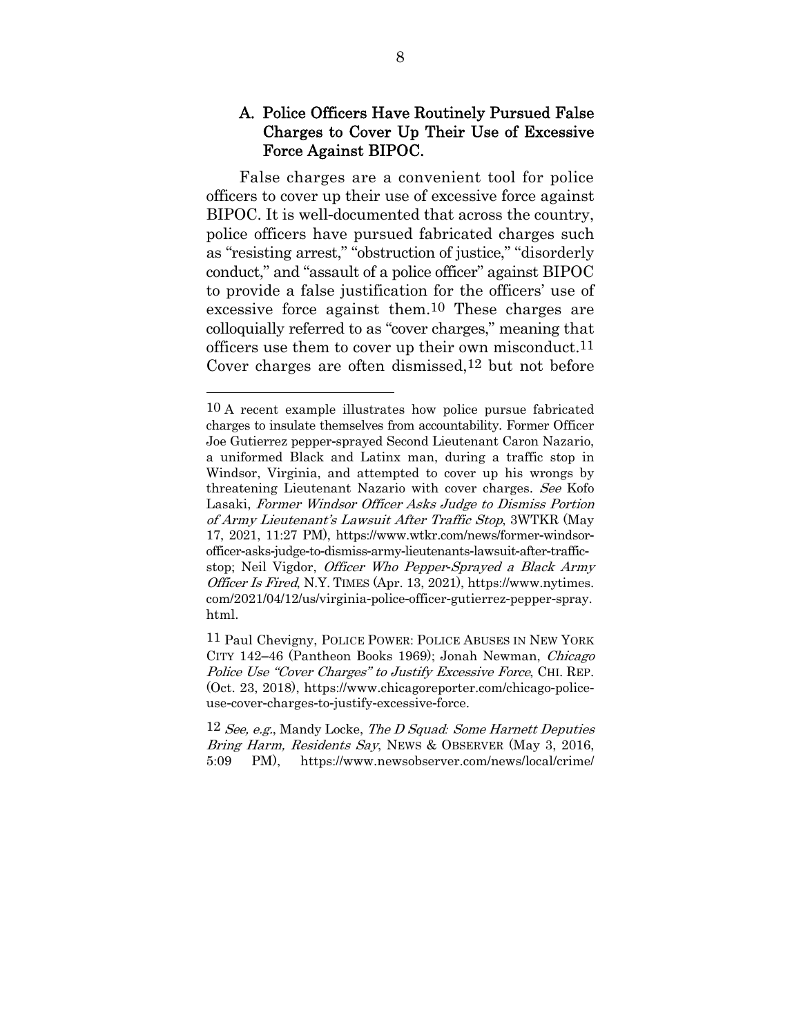### A. Police Officers Have Routinely Pursued False Charges to Cover Up Their Use of Excessive Force Against BIPOC.

False charges are a convenient tool for police officers to cover up their use of excessive force against BIPOC. It is well-documented that across the country, police officers have pursued fabricated charges such as "resisting arrest," "obstruction of justice," "disorderly conduct," and "assault of a police officer" against BIPOC to provide a false justification for the officers' use of excessive force against them.[10] These charges are colloquially referred to as "cover charges," meaning that officers use them to cover up their own misconduct.[11] Cover charges are often dismissed,[12] but not before

---

10 A recent example illustrates how police pursue fabricated charges to insulate themselves from accountability. Former Officer Joe Gutierrez pepper-sprayed Second Lieutenant Caron Nazario, a uniformed Black and Latinx man, during a traffic stop in Windsor, Virginia, and attempted to cover up his wrongs by threatening Lieutenant Nazario with cover charges. *See* Kofo Lasaki, *Former Windsor Officer Asks Judge to Dismiss Portion of Army Lieutenant's Lawsuit After Traffic Stop*, 3WTKR (May 17, 2021, 11:27 PM), https://www.wtkr.com/news/former-windsor-officer-asks-judge-to-dismiss-army-lieutenants-lawsuit-after-traffic-stop; Neil Vigdor, *Officer Who Pepper-Sprayed a Black Army Officer Is Fired*, N.Y. TIMES (Apr. 13, 2021), https://www.nytimes.com/2021/04/12/us/virginia-police-officer-gutierrez-pepper-spray.html.

11 Paul Chevigny, POLICE POWER: POLICE ABUSES IN NEW YORK CITY 142–46 (Pantheon Books 1969); Jonah Newman, *Chicago Police Use "Cover Charges" to Justify Excessive Force*, CHI. REP. (Oct. 23, 2018), https://www.chicagoreporter.com/chicago-police-use-cover-charges-to-justify-excessive-force.

12 *See, e.g.*, Mandy Locke, *The D Squad: Some Harnett Deputies Bring Harm, Residents Say*, NEWS & OBSERVER (May 3, 2016, 5:09 PM), https://www.newsobserver.com/news/local/crime/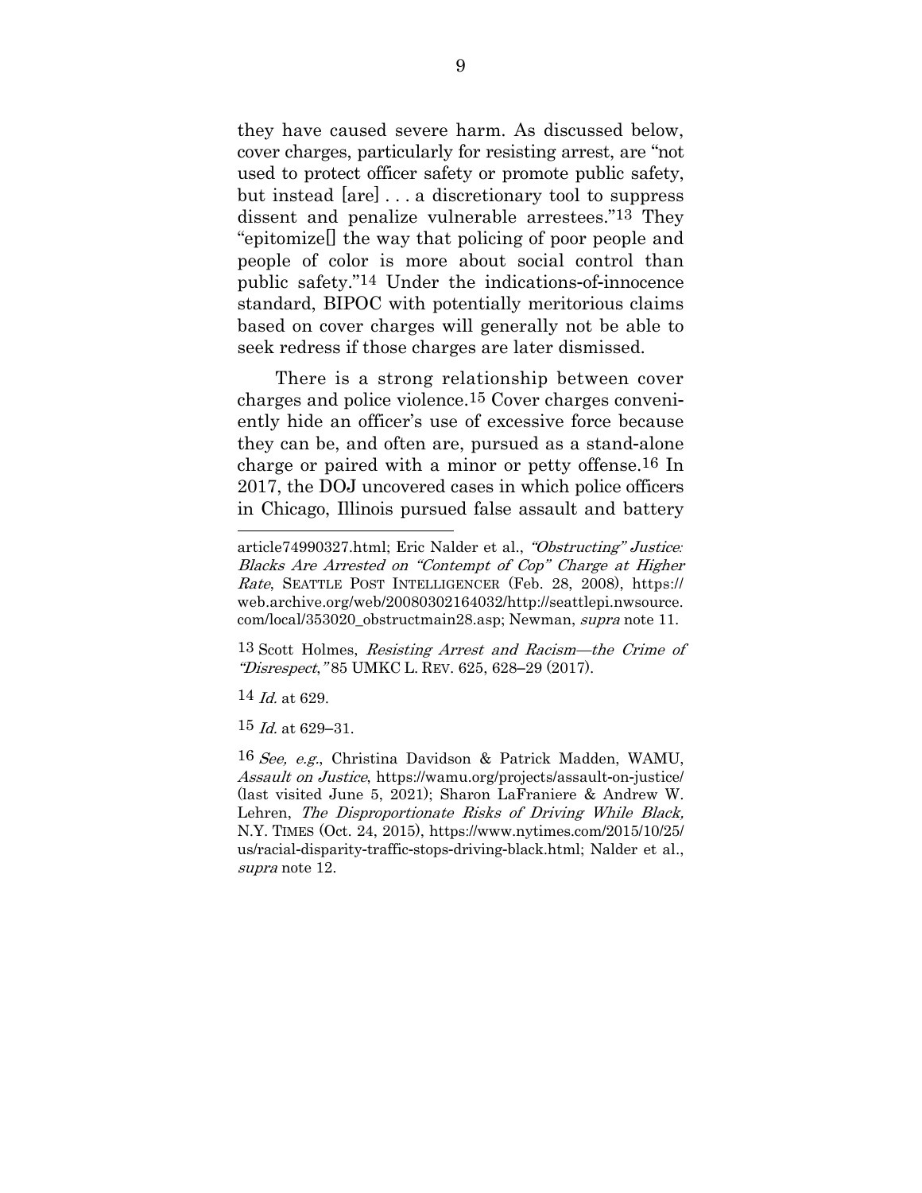they have caused severe harm. As discussed below, cover charges, particularly for resisting arrest, are "not used to protect officer safety or promote public safety, but instead [are] . . . a discretionary tool to suppress dissent and penalize vulnerable arrestees."[13] They "epitomize[] the way that policing of poor people and people of color is more about social control than public safety."[14] Under the indications-of-innocence standard, BIPOC with potentially meritorious claims based on cover charges will generally not be able to seek redress if those charges are later dismissed.

There is a strong relationship between cover charges and police violence.[15] Cover charges conveniently hide an officer's use of excessive force because they can be, and often are, pursued as a stand-alone charge or paired with a minor or petty offense.[16] In 2017, the DOJ uncovered cases in which police officers in Chicago, Illinois pursued false assault and battery

---

article74990327.html; Eric Nalder et al., *"Obstructing" Justice: Blacks Are Arrested on "Contempt of Cop" Charge at Higher Rate*, SEATTLE POST INTELLIGENCER (Feb. 28, 2008), https://web.archive.org/web/20080302164032/http://seattlepi.nwsource.com/local/353020_obstructmain28.asp; Newman, *supra* note 11.

[13] Scott Holmes, *Resisting Arrest and Racism—the Crime of "Disrespect*,*"* 85 UMKC L. REV. 625, 628–29 (2017).

[14] *Id.* at 629.

[15] *Id.* at 629–31.

[16] *See, e.g.*, Christina Davidson & Patrick Madden, WAMU, *Assault on Justice*, https://wamu.org/projects/assault-on-justice/ (last visited June 5, 2021); Sharon LaFraniere & Andrew W. Lehren, *The Disproportionate Risks of Driving While Black,* N.Y. TIMES (Oct. 24, 2015), https://www.nytimes.com/2015/10/25/us/racial-disparity-traffic-stops-driving-black.html; Nalder et al., *supra* note 12.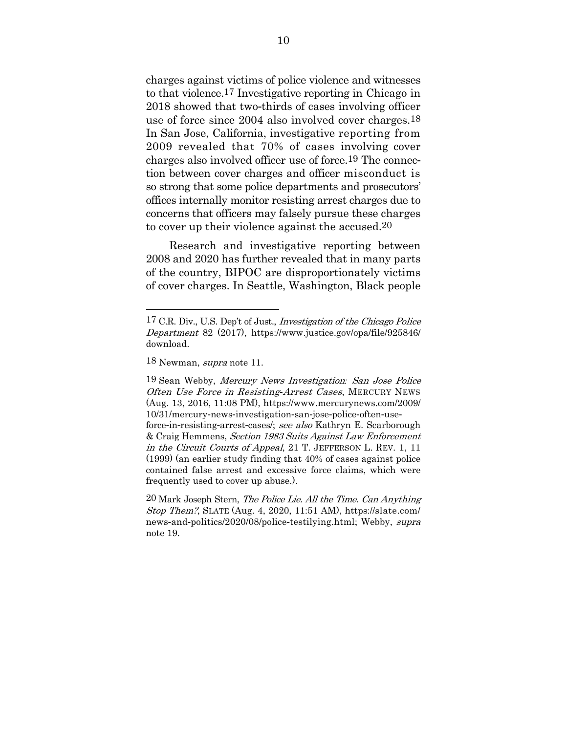charges against victims of police violence and witnesses to that violence.[17] Investigative reporting in Chicago in 2018 showed that two-thirds of cases involving officer use of force since 2004 also involved cover charges.[18] In San Jose, California, investigative reporting from 2009 revealed that 70% of cases involving cover charges also involved officer use of force.[19] The connection between cover charges and officer misconduct is so strong that some police departments and prosecutors' offices internally monitor resisting arrest charges due to concerns that officers may falsely pursue these charges to cover up their violence against the accused.[20]

Research and investigative reporting between 2008 and 2020 has further revealed that in many parts of the country, BIPOC are disproportionately victims of cover charges. In Seattle, Washington, Black people

---

[17] C.R. Div., U.S. Dep't of Just., *Investigation of the Chicago Police Department* 82 (2017), https://www.justice.gov/opa/file/925846/download.

[18] Newman, *supra* note 11.

[19] Sean Webby, *Mercury News Investigation: San Jose Police Often Use Force in Resisting-Arrest Cases*, MERCURY NEWS (Aug. 13, 2016, 11:08 PM), https://www.mercurynews.com/2009/10/31/mercury-news-investigation-san-jose-police-often-use-force-in-resisting-arrest-cases/; *see also* Kathryn E. Scarborough & Craig Hemmens, *Section 1983 Suits Against Law Enforcement in the Circuit Courts of Appeal*, 21 T. JEFFERSON L. REV. 1, 11 (1999) (an earlier study finding that 40% of cases against police contained false arrest and excessive force claims, which were frequently used to cover up abuse.).

[20] Mark Joseph Stern, *The Police Lie. All the Time. Can Anything Stop Them?*, SLATE (Aug. 4, 2020, 11:51 AM), https://slate.com/news-and-politics/2020/08/police-testilying.html; Webby, *supra* note 19.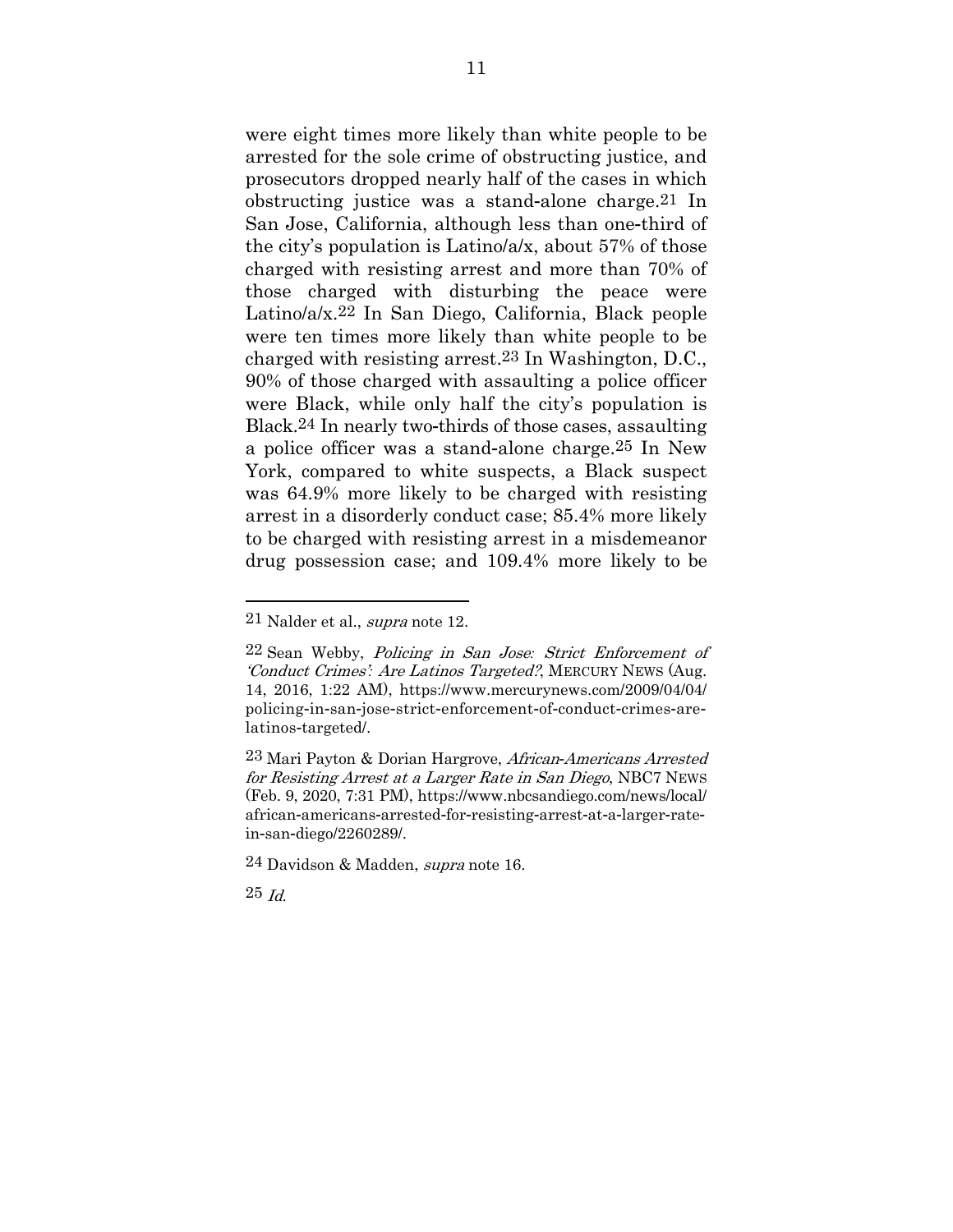were eight times more likely than white people to be arrested for the sole crime of obstructing justice, and prosecutors dropped nearly half of the cases in which obstructing justice was a stand-alone charge.[21] In San Jose, California, although less than one-third of the city's population is Latino/a/x, about 57% of those charged with resisting arrest and more than 70% of those charged with disturbing the peace were Latino/a/x.[22] In San Diego, California, Black people were ten times more likely than white people to be charged with resisting arrest.[23] In Washington, D.C., 90% of those charged with assaulting a police officer were Black, while only half the city's population is Black.[24] In nearly two-thirds of those cases, assaulting a police officer was a stand-alone charge.[25] In New York, compared to white suspects, a Black suspect was 64.9% more likely to be charged with resisting arrest in a disorderly conduct case; 85.4% more likely to be charged with resisting arrest in a misdemeanor drug possession case; and 109.4% more likely to be

---

[21] Nalder et al., *supra* note 12.

[22] Sean Webby, *Policing in San Jose: Strict Enforcement of 'Conduct Crimes': Are Latinos Targeted?*, MERCURY NEWS (Aug. 14, 2016, 1:22 AM), https://www.mercurynews.com/2009/04/04/policing-in-san-jose-strict-enforcement-of-conduct-crimes-are-latinos-targeted/.

[23] Mari Payton & Dorian Hargrove, *African-Americans Arrested for Resisting Arrest at a Larger Rate in San Diego*, NBC7 NEWS (Feb. 9, 2020, 7:31 PM), https://www.nbcsandiego.com/news/local/african-americans-arrested-for-resisting-arrest-at-a-larger-rate-in-san-diego/2260289/.

[24] Davidson & Madden, *supra* note 16.

[25] *Id.*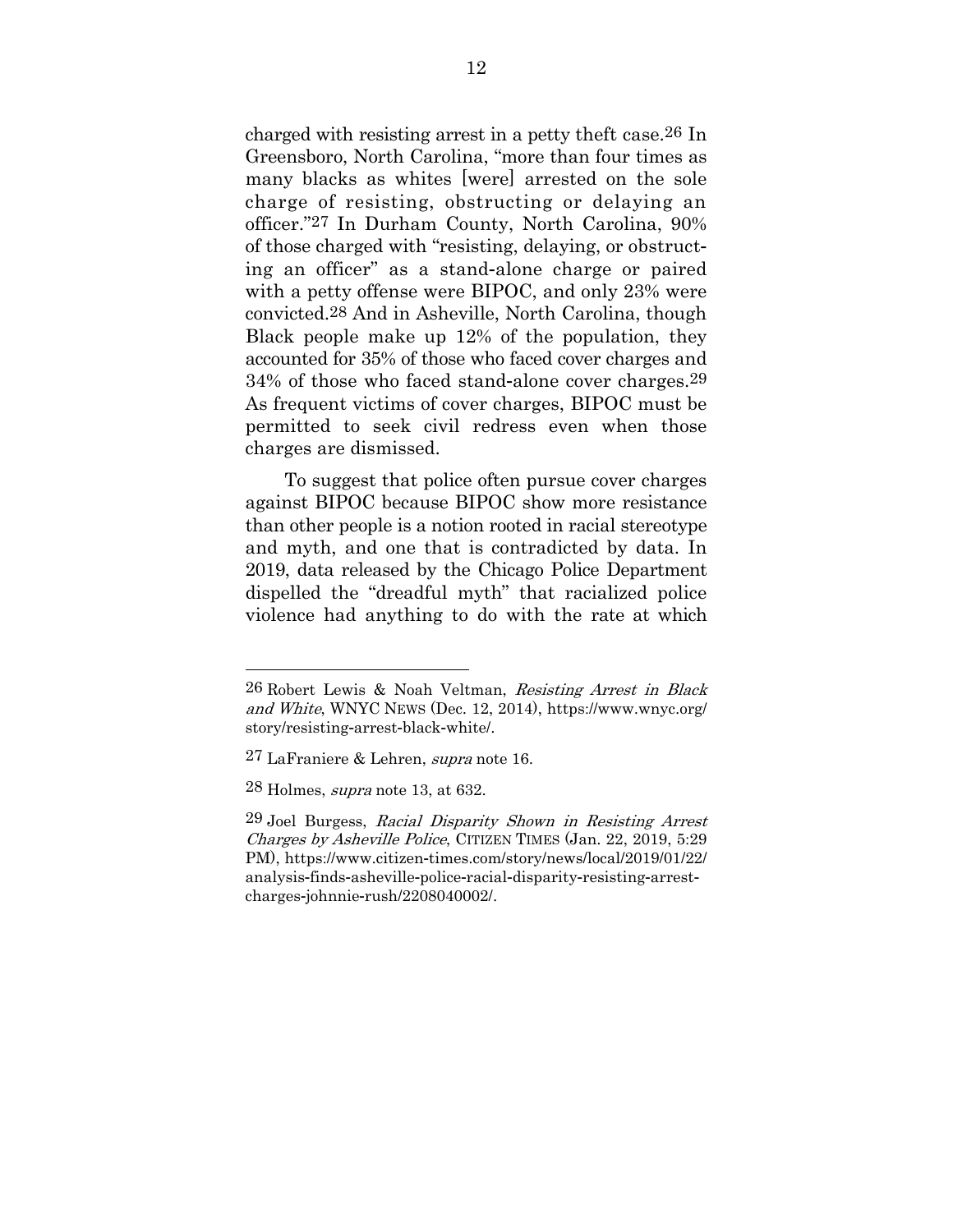charged with resisting arrest in a petty theft case.[26] In Greensboro, North Carolina, "more than four times as many blacks as whites [were] arrested on the sole charge of resisting, obstructing or delaying an officer."[27] In Durham County, North Carolina, 90% of those charged with "resisting, delaying, or obstructing an officer" as a stand-alone charge or paired with a petty offense were BIPOC, and only 23% were convicted.[28] And in Asheville, North Carolina, though Black people make up 12% of the population, they accounted for 35% of those who faced cover charges and 34% of those who faced stand-alone cover charges.[29] As frequent victims of cover charges, BIPOC must be permitted to seek civil redress even when those charges are dismissed.

To suggest that police often pursue cover charges against BIPOC because BIPOC show more resistance than other people is a notion rooted in racial stereotype and myth, and one that is contradicted by data. In 2019, data released by the Chicago Police Department dispelled the "dreadful myth" that racialized police violence had anything to do with the rate at which

---

[26] Robert Lewis & Noah Veltman, *Resisting Arrest in Black and White*, WNYC NEWS (Dec. 12, 2014), https://www.wnyc.org/story/resisting-arrest-black-white/.

[27] LaFraniere & Lehren, *supra* note 16.

[28] Holmes, *supra* note 13, at 632.

[29] Joel Burgess, *Racial Disparity Shown in Resisting Arrest Charges by Asheville Police*, CITIZEN TIMES (Jan. 22, 2019, 5:29 PM), https://www.citizen-times.com/story/news/local/2019/01/22/analysis-finds-asheville-police-racial-disparity-resisting-arrest-charges-johnnie-rush/2208040002/.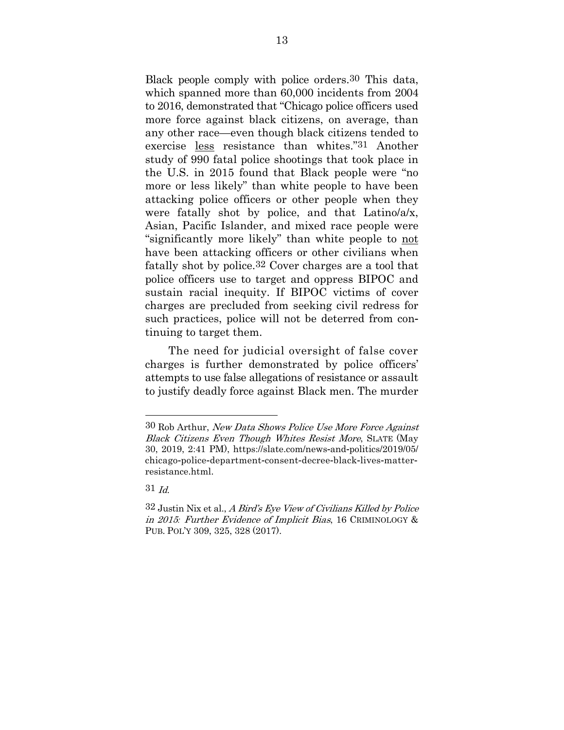Black people comply with police orders.[30] This data, which spanned more than 60,000 incidents from 2004 to 2016, demonstrated that "Chicago police officers used more force against black citizens, on average, than any other race—even though black citizens tended to exercise <u>less</u> resistance than whites."[31] Another study of 990 fatal police shootings that took place in the U.S. in 2015 found that Black people were "no more or less likely" than white people to have been attacking police officers or other people when they were fatally shot by police, and that Latino/a/x, Asian, Pacific Islander, and mixed race people were "significantly more likely" than white people to <u>not</u> have been attacking officers or other civilians when fatally shot by police.[32] Cover charges are a tool that police officers use to target and oppress BIPOC and sustain racial inequity. If BIPOC victims of cover charges are precluded from seeking civil redress for such practices, police will not be deterred from continuing to target them.

The need for judicial oversight of false cover charges is further demonstrated by police officers' attempts to use false allegations of resistance or assault to justify deadly force against Black men. The murder

---

[30] Rob Arthur, *New Data Shows Police Use More Force Against Black Citizens Even Though Whites Resist More*, SLATE (May 30, 2019, 2:41 PM), https://slate.com/news-and-politics/2019/05/chicago-police-department-consent-decree-black-lives-matter-resistance.html.

[31] *Id.*

[32] Justin Nix et al., *A Bird's Eye View of Civilians Killed by Police in 2015: Further Evidence of Implicit Bias*, 16 CRIMINOLOGY & PUB. POL'Y 309, 325, 328 (2017).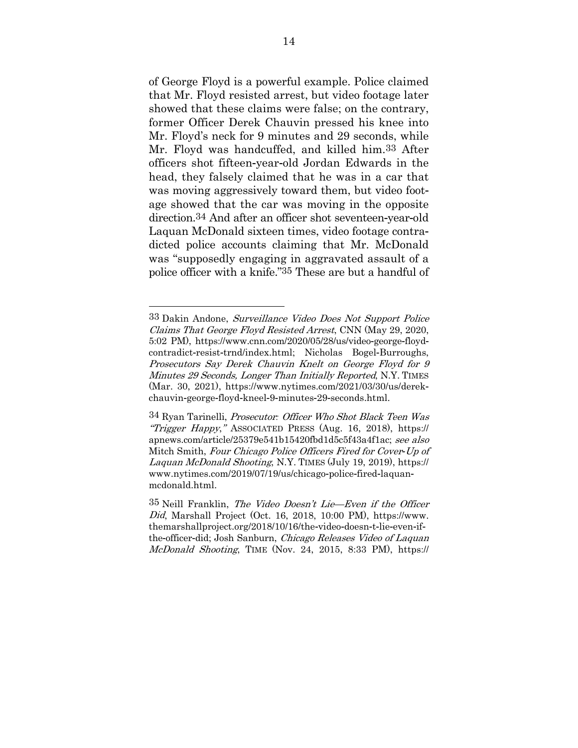of George Floyd is a powerful example. Police claimed that Mr. Floyd resisted arrest, but video footage later showed that these claims were false; on the contrary, former Officer Derek Chauvin pressed his knee into Mr. Floyd's neck for 9 minutes and 29 seconds, while Mr. Floyd was handcuffed, and killed him.[33] After officers shot fifteen-year-old Jordan Edwards in the head, they falsely claimed that he was in a car that was moving aggressively toward them, but video footage showed that the car was moving in the opposite direction.[34] And after an officer shot seventeen-year-old Laquan McDonald sixteen times, video footage contradicted police accounts claiming that Mr. McDonald was "supposedly engaging in aggravated assault of a police officer with a knife."[35] These are but a handful of

---

[33] Dakin Andone, *Surveillance Video Does Not Support Police Claims That George Floyd Resisted Arrest*, CNN (May 29, 2020, 5:02 PM), https://www.cnn.com/2020/05/28/us/video-george-floyd-contradict-resist-trnd/index.html; Nicholas Bogel-Burroughs, *Prosecutors Say Derek Chauvin Knelt on George Floyd for 9 Minutes 29 Seconds, Longer Than Initially Reported*, N.Y. TIMES (Mar. 30, 2021), https://www.nytimes.com/2021/03/30/us/derek-chauvin-george-floyd-kneel-9-minutes-29-seconds.html.

[34] Ryan Tarinelli, *Prosecutor: Officer Who Shot Black Teen Was "Trigger Happy,"* ASSOCIATED PRESS (Aug. 16, 2018), https://apnews.com/article/25379e541b15420fbd1d5c5f43a4f1ac; *see also* Mitch Smith, *Four Chicago Police Officers Fired for Cover-Up of Laquan McDonald Shooting*, N.Y. TIMES (July 19, 2019), https://www.nytimes.com/2019/07/19/us/chicago-police-fired-laquan-mcdonald.html.

[35] Neill Franklin, *The Video Doesn't Lie—Even if the Officer Did*, Marshall Project (Oct. 16, 2018, 10:00 PM), https://www.themarshallproject.org/2018/10/16/the-video-doesn-t-lie-even-if-the-officer-did; Josh Sanburn, *Chicago Releases Video of Laquan McDonald Shooting*, TIME (Nov. 24, 2015, 8:33 PM), https://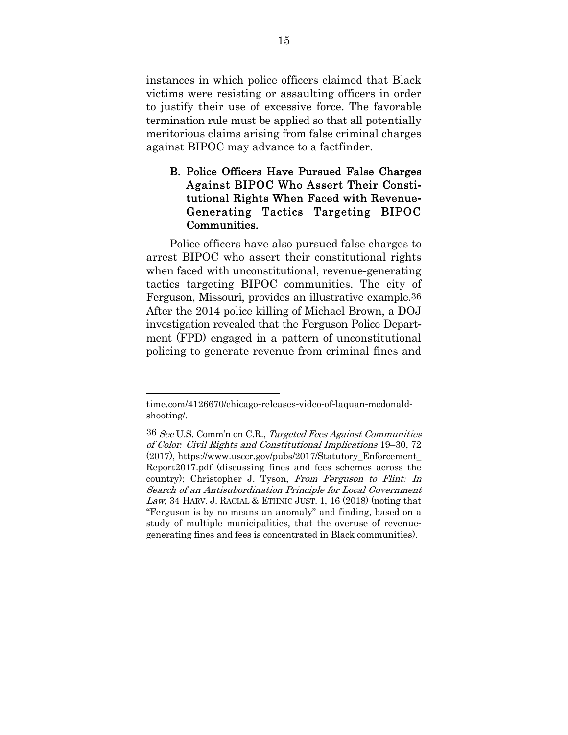instances in which police officers claimed that Black victims were resisting or assaulting officers in order to justify their use of excessive force. The favorable termination rule must be applied so that all potentially meritorious claims arising from false criminal charges against BIPOC may advance to a factfinder.

### B. Police Officers Have Pursued False Charges Against BIPOC Who Assert Their Constitutional Rights When Faced with Revenue-Generating Tactics Targeting BIPOC Communities.

Police officers have also pursued false charges to arrest BIPOC who assert their constitutional rights when faced with unconstitutional, revenue-generating tactics targeting BIPOC communities. The city of Ferguson, Missouri, provides an illustrative example.[36] After the 2014 police killing of Michael Brown, a DOJ investigation revealed that the Ferguson Police Department (FPD) engaged in a pattern of unconstitutional policing to generate revenue from criminal fines and

---

time.com/4126670/chicago-releases-video-of-laquan-mcdonald-shooting/.

[36] *See* U.S. Comm'n on C.R., *Targeted Fees Against Communities of Color: Civil Rights and Constitutional Implications* 19–30, 72 (2017), https://www.usccr.gov/pubs/2017/Statutory_Enforcement_Report2017.pdf (discussing fines and fees schemes across the country); Christopher J. Tyson, *From Ferguson to Flint: In Search of an Antisubordination Principle for Local Government Law*, 34 HARV. J. RACIAL & ETHNIC JUST. 1, 16 (2018) (noting that "Ferguson is by no means an anomaly" and finding, based on a study of multiple municipalities, that the overuse of revenue-generating fines and fees is concentrated in Black communities).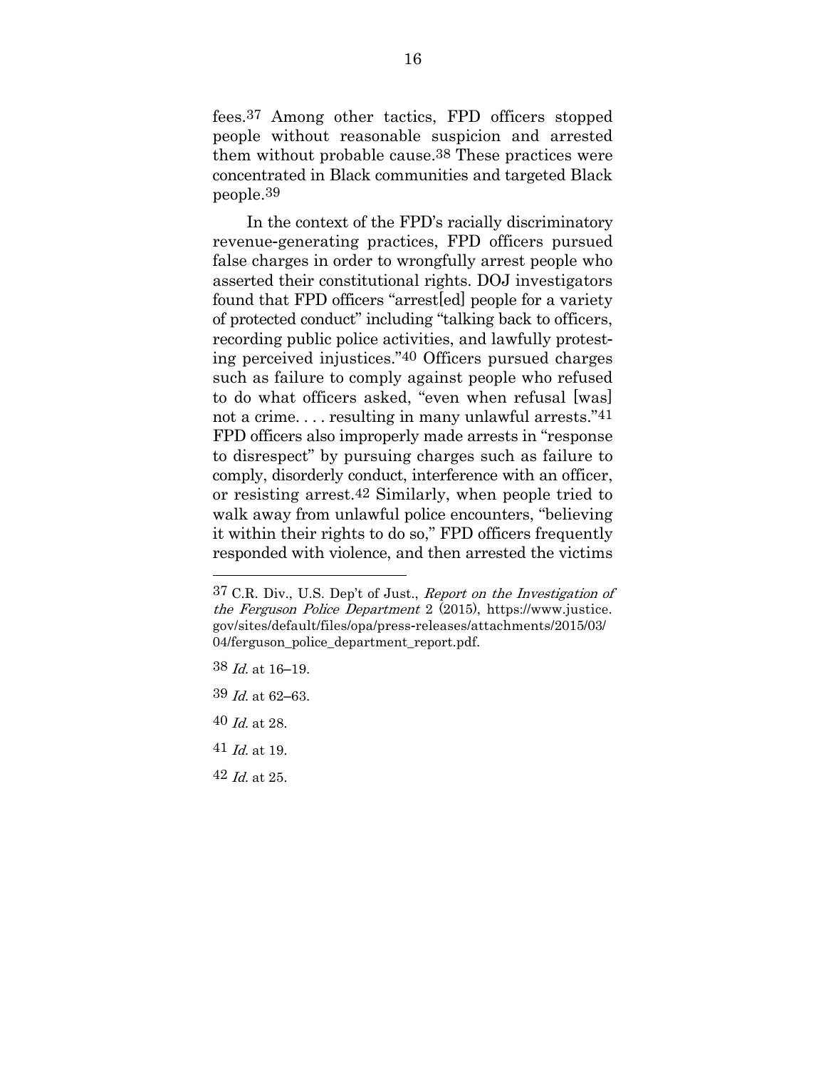fees.[37] Among other tactics, FPD officers stopped people without reasonable suspicion and arrested them without probable cause.[38] These practices were concentrated in Black communities and targeted Black people.[39]

In the context of the FPD's racially discriminatory revenue-generating practices, FPD officers pursued false charges in order to wrongfully arrest people who asserted their constitutional rights. DOJ investigators found that FPD officers "arrest[ed] people for a variety of protected conduct" including "talking back to officers, recording public police activities, and lawfully protesting perceived injustices."[40] Officers pursued charges such as failure to comply against people who refused to do what officers asked, "even when refusal [was] not a crime. . . . resulting in many unlawful arrests."[41] FPD officers also improperly made arrests in "response to disrespect" by pursuing charges such as failure to comply, disorderly conduct, interference with an officer, or resisting arrest.[42] Similarly, when people tried to walk away from unlawful police encounters, "believing it within their rights to do so," FPD officers frequently responded with violence, and then arrested the victims

---

[37] C.R. Div., U.S. Dep't of Just., *Report on the Investigation of the Ferguson Police Department* 2 (2015), https://www.justice.gov/sites/default/files/opa/press-releases/attachments/2015/03/04/ferguson_police_department_report.pdf.

[38] *Id.* at 16–19.

[39] *Id.* at 62–63.

[40] *Id.* at 28.

[41] *Id.* at 19.

[42] *Id.* at 25.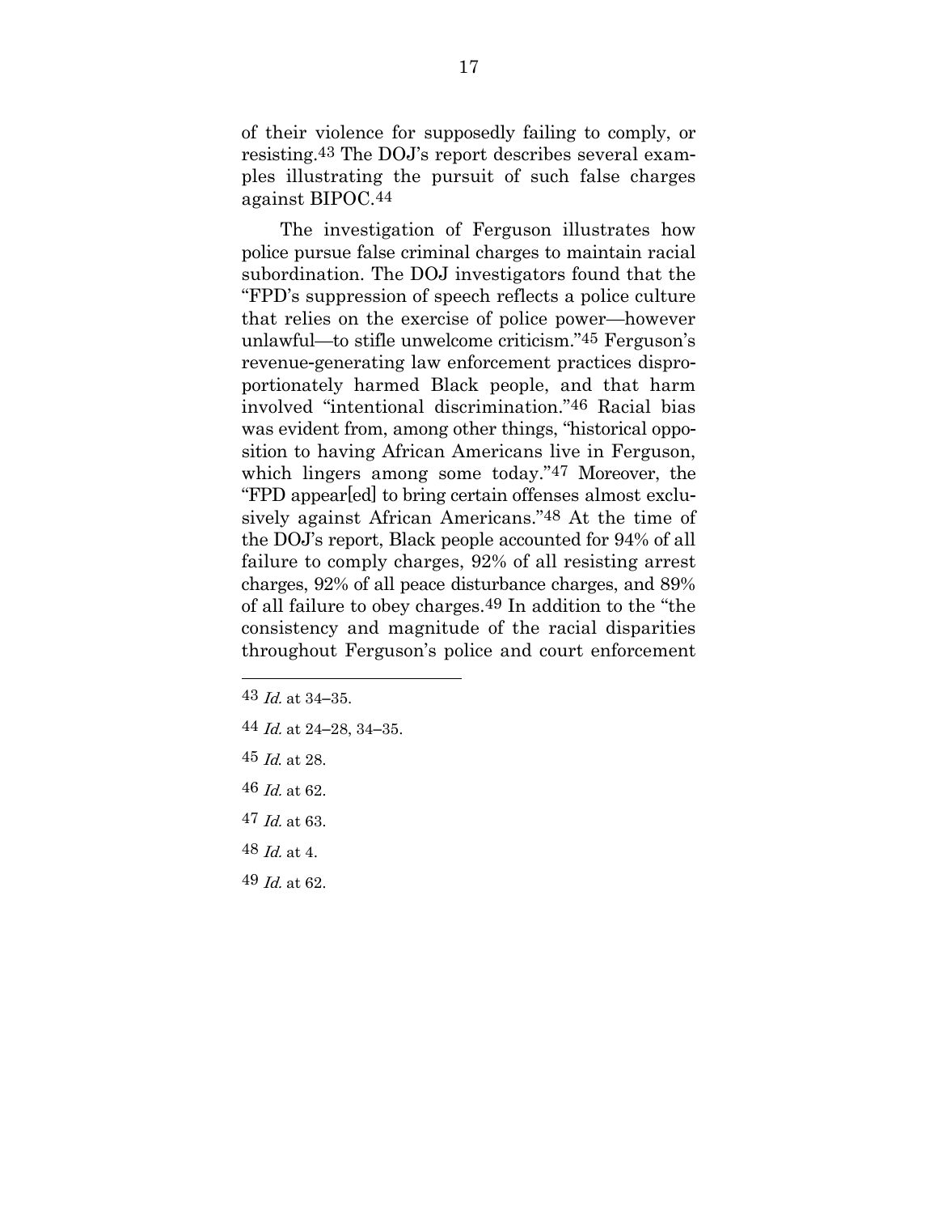of their violence for supposedly failing to comply, or resisting.[43] The DOJ's report describes several examples illustrating the pursuit of such false charges against BIPOC.[44]

The investigation of Ferguson illustrates how police pursue false criminal charges to maintain racial subordination. The DOJ investigators found that the "FPD's suppression of speech reflects a police culture that relies on the exercise of police power—however unlawful—to stifle unwelcome criticism."[45] Ferguson's revenue-generating law enforcement practices disproportionately harmed Black people, and that harm involved "intentional discrimination."[46] Racial bias was evident from, among other things, "historical opposition to having African Americans live in Ferguson, which lingers among some today."[47] Moreover, the "FPD appear[ed] to bring certain offenses almost exclusively against African Americans."[48] At the time of the DOJ's report, Black people accounted for 94% of all failure to comply charges, 92% of all resisting arrest charges, 92% of all peace disturbance charges, and 89% of all failure to obey charges.[49] In addition to the "the consistency and magnitude of the racial disparities throughout Ferguson's police and court enforcement

---

43 *Id.* at 34–35.

44 *Id.* at 24–28, 34–35.

45 *Id.* at 28.

46 *Id.* at 62.

47 *Id.* at 63.

48 *Id.* at 4.

49 *Id.* at 62.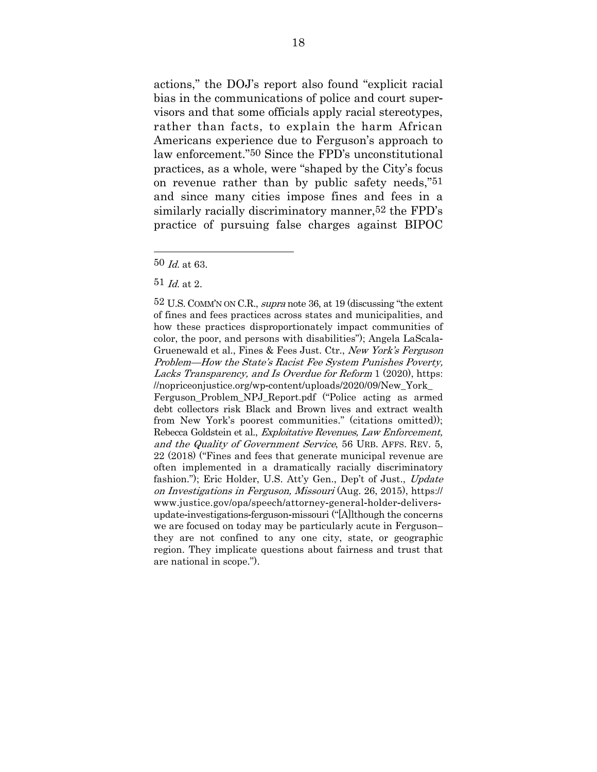actions," the DOJ's report also found "explicit racial bias in the communications of police and court supervisors and that some officials apply racial stereotypes, rather than facts, to explain the harm African Americans experience due to Ferguson's approach to law enforcement."[50] Since the FPD's unconstitutional practices, as a whole, were "shaped by the City's focus on revenue rather than by public safety needs,"[51] and since many cities impose fines and fees in a similarly racially discriminatory manner,[52] the FPD's practice of pursuing false charges against BIPOC

---

[50] *Id.* at 63.

[51] *Id.* at 2.

[52] U.S. COMM'N ON C.R., *supra* note 36, at 19 (discussing "the extent of fines and fees practices across states and municipalities, and how these practices disproportionately impact communities of color, the poor, and persons with disabilities"); Angela LaScala-Gruenewald et al., Fines & Fees Just. Ctr., *New York's Ferguson Problem—How the State's Racist Fee System Punishes Poverty, Lacks Transparency, and Is Overdue for Reform* 1 (2020), https://nopriceonjustice.org/wp-content/uploads/2020/09/New_York_Ferguson_Problem_NPJ_Report.pdf ("Police acting as armed debt collectors risk Black and Brown lives and extract wealth from New York's poorest communities." (citations omitted)); Rebecca Goldstein et al., *Exploitative Revenues, Law Enforcement, and the Quality of Government Service*, 56 URB. AFFS. REV. 5, 22 (2018) ("Fines and fees that generate municipal revenue are often implemented in a dramatically racially discriminatory fashion."); Eric Holder, U.S. Att'y Gen., Dep't of Just., *Update on Investigations in Ferguson, Missouri* (Aug. 26, 2015), https://www.justice.gov/opa/speech/attorney-general-holder-delivers-update-investigations-ferguson-missouri ("[A]lthough the concerns we are focused on today may be particularly acute in Ferguson–they are not confined to any one city, state, or geographic region. They implicate questions about fairness and trust that are national in scope.").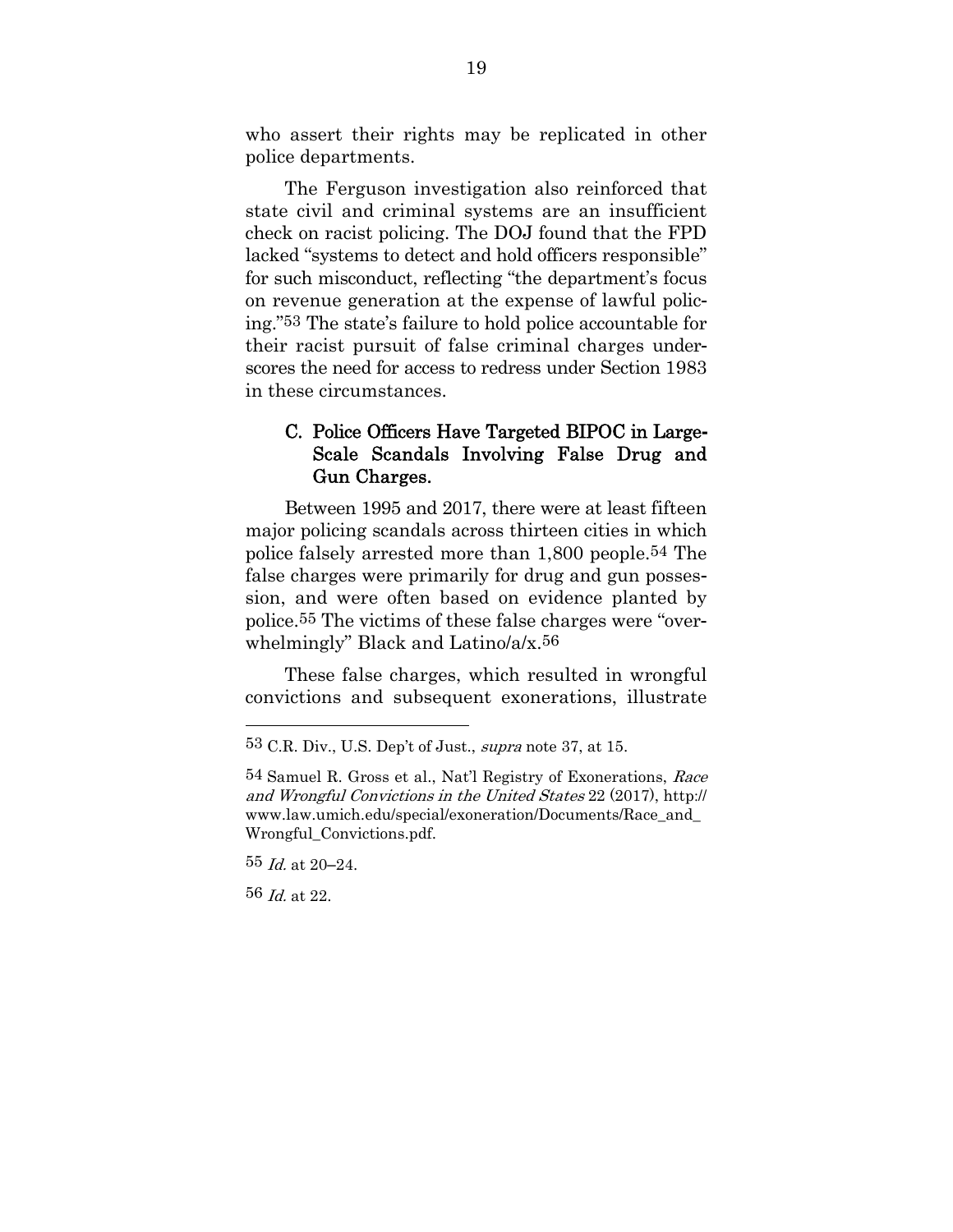who assert their rights may be replicated in other police departments.

The Ferguson investigation also reinforced that state civil and criminal systems are an insufficient check on racist policing. The DOJ found that the FPD lacked "systems to detect and hold officers responsible" for such misconduct, reflecting "the department's focus on revenue generation at the expense of lawful policing."[53] The state's failure to hold police accountable for their racist pursuit of false criminal charges underscores the need for access to redress under Section 1983 in these circumstances.

### C. Police Officers Have Targeted BIPOC in Large-Scale Scandals Involving False Drug and Gun Charges.

Between 1995 and 2017, there were at least fifteen major policing scandals across thirteen cities in which police falsely arrested more than 1,800 people.[54] The false charges were primarily for drug and gun possession, and were often based on evidence planted by police.[55] The victims of these false charges were "overwhelmingly" Black and Latino/a/x.[56]

These false charges, which resulted in wrongful convictions and subsequent exonerations, illustrate

---

[53] C.R. Div., U.S. Dep't of Just., *supra* note 37, at 15.

[54] Samuel R. Gross et al., Nat'l Registry of Exonerations, *Race and Wrongful Convictions in the United States* 22 (2017), http://www.law.umich.edu/special/exoneration/Documents/Race_and_Wrongful_Convictions.pdf.

[55] *Id.* at 20–24.

[56] *Id.* at 22.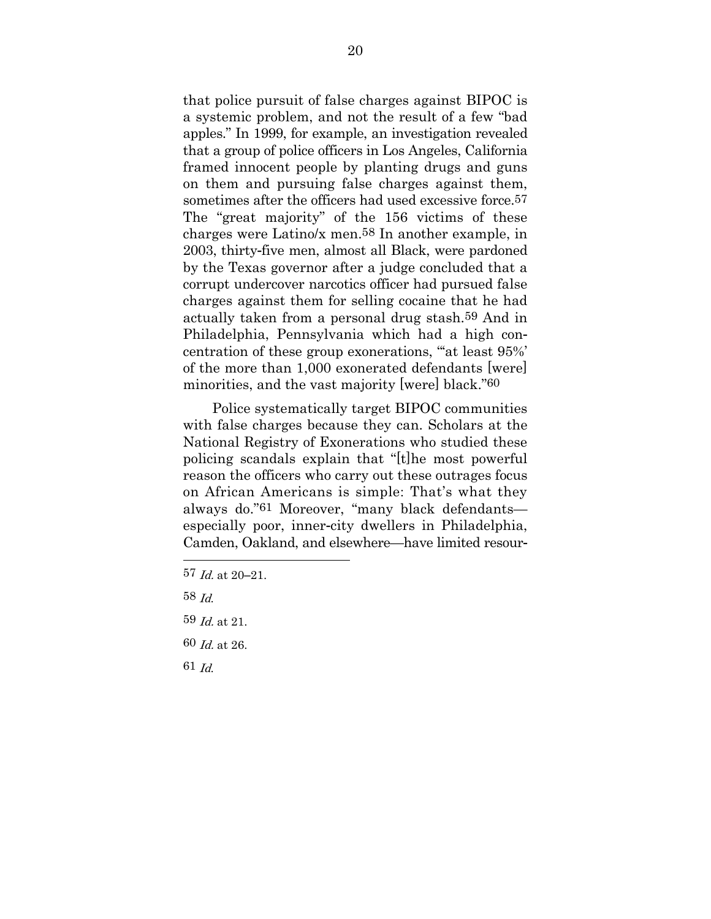that police pursuit of false charges against BIPOC is a systemic problem, and not the result of a few "bad apples." In 1999, for example, an investigation revealed that a group of police officers in Los Angeles, California framed innocent people by planting drugs and guns on them and pursuing false charges against them, sometimes after the officers had used excessive force.[57] The "great majority" of the 156 victims of these charges were Latino/x men.[58] In another example, in 2003, thirty-five men, almost all Black, were pardoned by the Texas governor after a judge concluded that a corrupt undercover narcotics officer had pursued false charges against them for selling cocaine that he had actually taken from a personal drug stash.[59] And in Philadelphia, Pennsylvania which had a high concentration of these group exonerations, "'at least 95%' of the more than 1,000 exonerated defendants [were] minorities, and the vast majority [were] black."[60]

Police systematically target BIPOC communities with false charges because they can. Scholars at the National Registry of Exonerations who studied these policing scandals explain that "[t]he most powerful reason the officers who carry out these outrages focus on African Americans is simple: That's what they always do."[61] Moreover, "many black defendants—especially poor, inner-city dwellers in Philadelphia, Camden, Oakland, and elsewhere—have limited resour-

---

57 *Id.* at 20–21.

58 *Id.*

59 *Id.* at 21.

60 *Id.* at 26.

61 *Id.*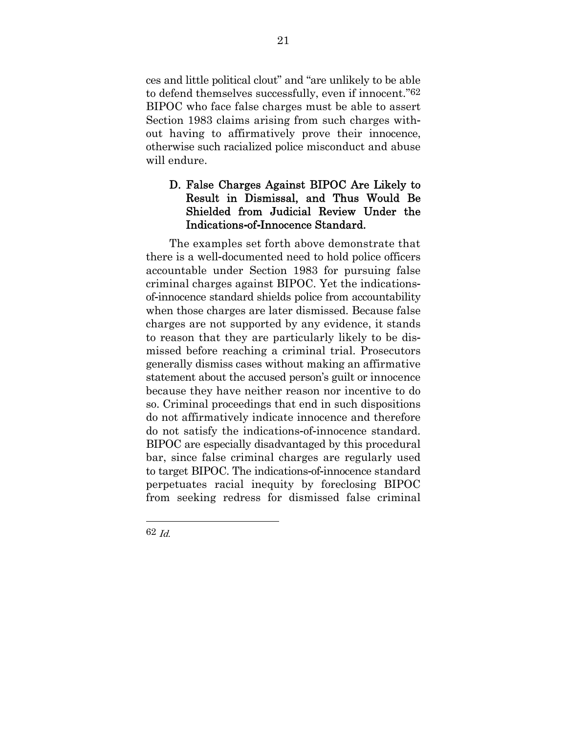ces and little political clout" and "are unlikely to be able to defend themselves successfully, even if innocent."[62] BIPOC who face false charges must be able to assert Section 1983 claims arising from such charges without having to affirmatively prove their innocence, otherwise such racialized police misconduct and abuse will endure.

### D. False Charges Against BIPOC Are Likely to Result in Dismissal, and Thus Would Be Shielded from Judicial Review Under the Indications-of-Innocence Standard.

The examples set forth above demonstrate that there is a well-documented need to hold police officers accountable under Section 1983 for pursuing false criminal charges against BIPOC. Yet the indications-of-innocence standard shields police from accountability when those charges are later dismissed. Because false charges are not supported by any evidence, it stands to reason that they are particularly likely to be dismissed before reaching a criminal trial. Prosecutors generally dismiss cases without making an affirmative statement about the accused person's guilt or innocence because they have neither reason nor incentive to do so. Criminal proceedings that end in such dispositions do not affirmatively indicate innocence and therefore do not satisfy the indications-of-innocence standard. BIPOC are especially disadvantaged by this procedural bar, since false criminal charges are regularly used to target BIPOC. The indications-of-innocence standard perpetuates racial inequity by foreclosing BIPOC from seeking redress for dismissed false criminal

---

[62] *Id.*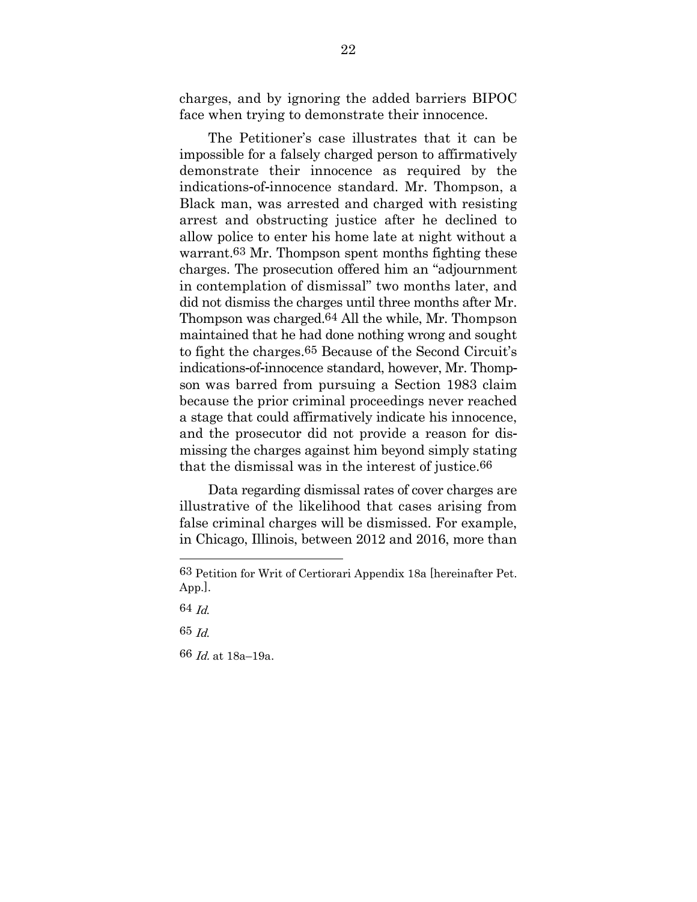charges, and by ignoring the added barriers BIPOC face when trying to demonstrate their innocence.

The Petitioner's case illustrates that it can be impossible for a falsely charged person to affirmatively demonstrate their innocence as required by the indications-of-innocence standard. Mr. Thompson, a Black man, was arrested and charged with resisting arrest and obstructing justice after he declined to allow police to enter his home late at night without a warrant.[63] Mr. Thompson spent months fighting these charges. The prosecution offered him an "adjournment in contemplation of dismissal" two months later, and did not dismiss the charges until three months after Mr. Thompson was charged.[64] All the while, Mr. Thompson maintained that he had done nothing wrong and sought to fight the charges.[65] Because of the Second Circuit's indications-of-innocence standard, however, Mr. Thompson was barred from pursuing a Section 1983 claim because the prior criminal proceedings never reached a stage that could affirmatively indicate his innocence, and the prosecutor did not provide a reason for dismissing the charges against him beyond simply stating that the dismissal was in the interest of justice.[66]

Data regarding dismissal rates of cover charges are illustrative of the likelihood that cases arising from false criminal charges will be dismissed. For example, in Chicago, Illinois, between 2012 and 2016, more than

---

63 Petition for Writ of Certiorari Appendix 18a [hereinafter Pet. App.].

64 *Id.*

65 *Id.*

66 *Id.* at 18a–19a.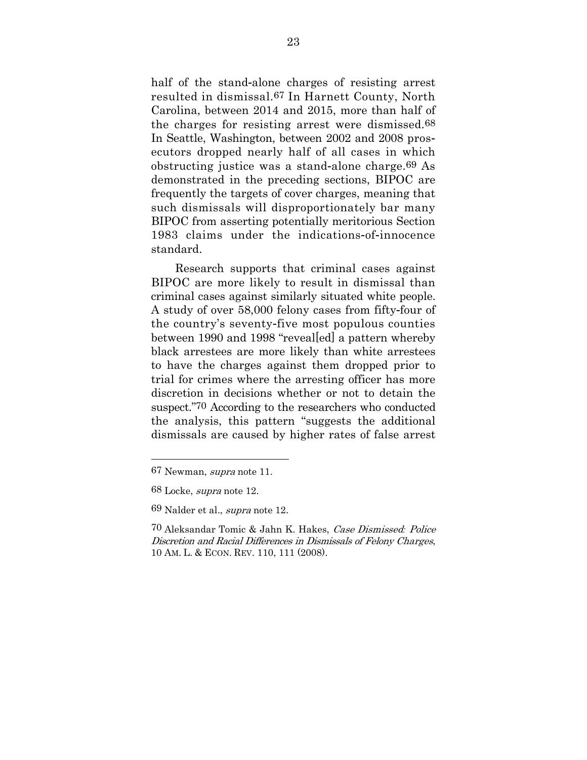half of the stand-alone charges of resisting arrest resulted in dismissal.[67] In Harnett County, North Carolina, between 2014 and 2015, more than half of the charges for resisting arrest were dismissed.[68] In Seattle, Washington, between 2002 and 2008 prosecutors dropped nearly half of all cases in which obstructing justice was a stand-alone charge.[69] As demonstrated in the preceding sections, BIPOC are frequently the targets of cover charges, meaning that such dismissals will disproportionately bar many BIPOC from asserting potentially meritorious Section 1983 claims under the indications-of-innocence standard.

Research supports that criminal cases against BIPOC are more likely to result in dismissal than criminal cases against similarly situated white people. A study of over 58,000 felony cases from fifty-four of the country's seventy-five most populous counties between 1990 and 1998 "reveal[ed] a pattern whereby black arrestees are more likely than white arrestees to have the charges against them dropped prior to trial for crimes where the arresting officer has more discretion in decisions whether or not to detain the suspect."[70] According to the researchers who conducted the analysis, this pattern "suggests the additional dismissals are caused by higher rates of false arrest

---

[67] Newman, *supra* note 11.

[68] Locke, *supra* note 12.

[69] Nalder et al., *supra* note 12.

[70] Aleksandar Tomic & Jahn K. Hakes, *Case Dismissed: Police Discretion and Racial Differences in Dismissals of Felony Charges*, 10 AM. L. & ECON. REV. 110, 111 (2008).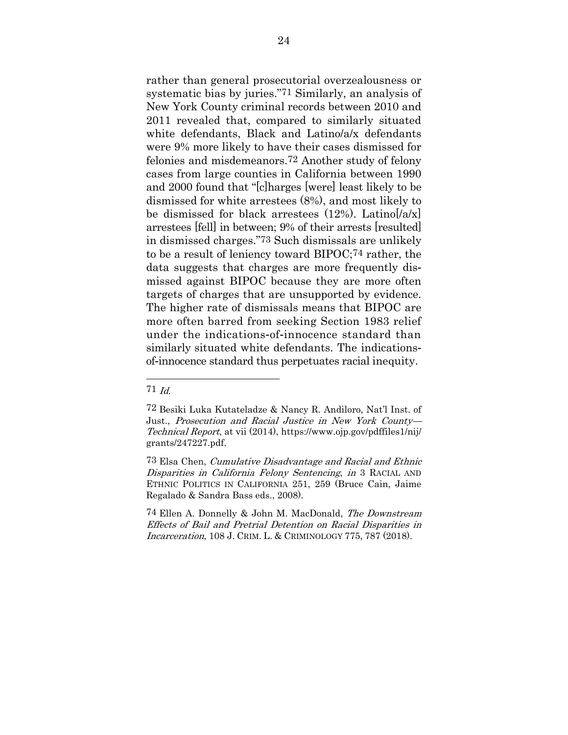rather than general prosecutorial overzealousness or systematic bias by juries."[71] Similarly, an analysis of New York County criminal records between 2010 and 2011 revealed that, compared to similarly situated white defendants, Black and Latino/a/x defendants were 9% more likely to have their cases dismissed for felonies and misdemeanors.[72] Another study of felony cases from large counties in California between 1990 and 2000 found that "[c]harges [were] least likely to be dismissed for white arrestees (8%), and most likely to be dismissed for black arrestees (12%). Latino[/a/x] arrestees [fell] in between; 9% of their arrests [resulted] in dismissed charges."[73] Such dismissals are unlikely to be a result of leniency toward BIPOC;[74] rather, the data suggests that charges are more frequently dismissed against BIPOC because they are more often targets of charges that are unsupported by evidence. The higher rate of dismissals means that BIPOC are more often barred from seeking Section 1983 relief under the indications-of-innocence standard than similarly situated white defendants. The indications-of-innocence standard thus perpetuates racial inequity.

---

[71] *Id.*

[72] Besiki Luka Kutateladze & Nancy R. Andiloro, Nat'l Inst. of Just., *Prosecution and Racial Justice in New York County—Technical Report*, at vii (2014), https://www.ojp.gov/pdffiles1/nij/grants/247227.pdf.

[73] Elsa Chen, *Cumulative Disadvantage and Racial and Ethnic Disparities in California Felony Sentencing*, *in* 3 RACIAL AND ETHNIC POLITICS IN CALIFORNIA 251, 259 (Bruce Cain, Jaime Regalado & Sandra Bass eds., 2008).

[74] Ellen A. Donnelly & John M. MacDonald, *The Downstream Effects of Bail and Pretrial Detention on Racial Disparities in Incarceration*, 108 J. CRIM. L. & CRIMINOLOGY 775, 787 (2018).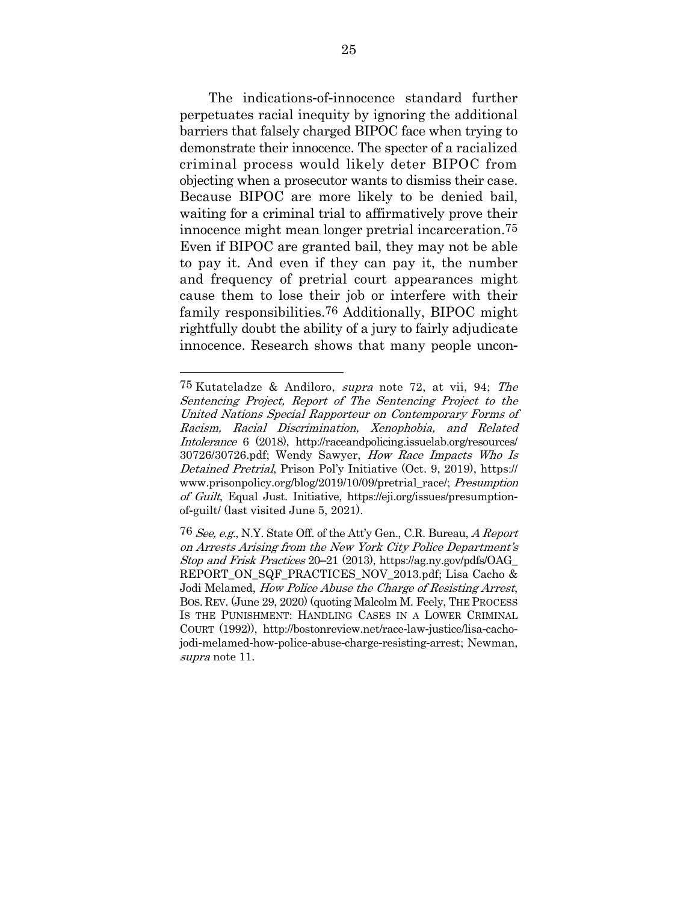The indications-of-innocence standard further perpetuates racial inequity by ignoring the additional barriers that falsely charged BIPOC face when trying to demonstrate their innocence. The specter of a racialized criminal process would likely deter BIPOC from objecting when a prosecutor wants to dismiss their case. Because BIPOC are more likely to be denied bail, waiting for a criminal trial to affirmatively prove their innocence might mean longer pretrial incarceration.[75] Even if BIPOC are granted bail, they may not be able to pay it. And even if they can pay it, the number and frequency of pretrial court appearances might cause them to lose their job or interfere with their family responsibilities.[76] Additionally, BIPOC might rightfully doubt the ability of a jury to fairly adjudicate innocence. Research shows that many people uncon-

---

[75] Kutateladze & Andiloro, *supra* note 72, at vii, 94; *The Sentencing Project, Report of The Sentencing Project to the United Nations Special Rapporteur on Contemporary Forms of Racism, Racial Discrimination, Xenophobia, and Related Intolerance* 6 (2018), http://raceandpolicing.issuelab.org/resources/30726/30726.pdf; Wendy Sawyer, *How Race Impacts Who Is Detained Pretrial*, Prison Pol'y Initiative (Oct. 9, 2019), https://www.prisonpolicy.org/blog/2019/10/09/pretrial_race/; *Presumption of Guilt*, Equal Just. Initiative, https://eji.org/issues/presumption-of-guilt/ (last visited June 5, 2021).

[76] *See, e.g.*, N.Y. State Off. of the Att'y Gen., C.R. Bureau, *A Report on Arrests Arising from the New York City Police Department's Stop and Frisk Practices* 20–21 (2013), https://ag.ny.gov/pdfs/OAG_REPORT_ON_SQF_PRACTICES_NOV_2013.pdf; Lisa Cacho & Jodi Melamed, *How Police Abuse the Charge of Resisting Arrest*, BOS. REV. (June 29, 2020) (quoting Malcolm M. Feely, THE PROCESS IS THE PUNISHMENT: HANDLING CASES IN A LOWER CRIMINAL COURT (1992)), http://bostonreview.net/race-law-justice/lisa-cacho-jodi-melamed-how-police-abuse-charge-resisting-arrest; Newman, *supra* note 11.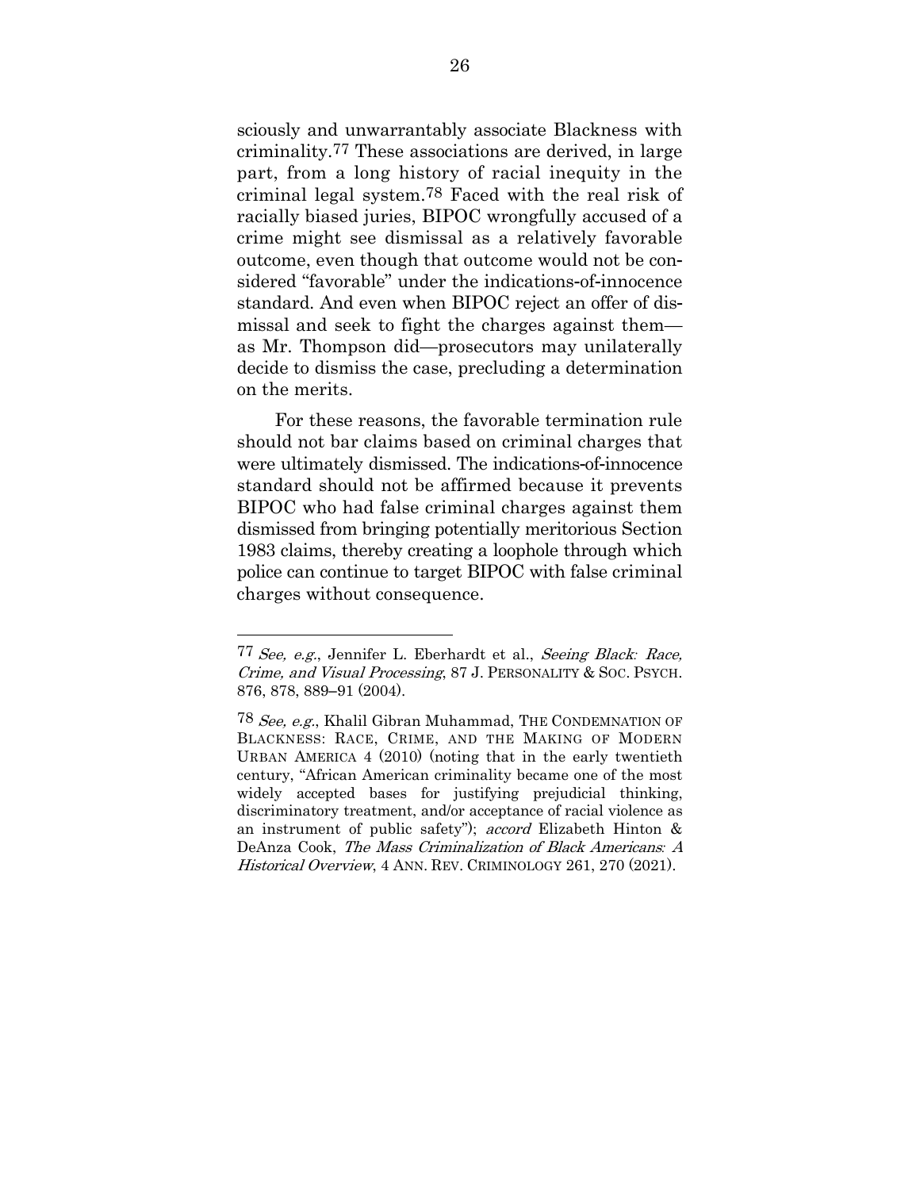sciously and unwarrantably associate Blackness with criminality.[77] These associations are derived, in large part, from a long history of racial inequity in the criminal legal system.[78] Faced with the real risk of racially biased juries, BIPOC wrongfully accused of a crime might see dismissal as a relatively favorable outcome, even though that outcome would not be considered "favorable" under the indications-of-innocence standard. And even when BIPOC reject an offer of dismissal and seek to fight the charges against them—as Mr. Thompson did—prosecutors may unilaterally decide to dismiss the case, precluding a determination on the merits.

For these reasons, the favorable termination rule should not bar claims based on criminal charges that were ultimately dismissed. The indications-of-innocence standard should not be affirmed because it prevents BIPOC who had false criminal charges against them dismissed from bringing potentially meritorious Section 1983 claims, thereby creating a loophole through which police can continue to target BIPOC with false criminal charges without consequence.

---

[77] *See, e.g.*, Jennifer L. Eberhardt et al., *Seeing Black: Race, Crime, and Visual Processing*, 87 J. PERSONALITY & SOC. PSYCH. 876, 878, 889–91 (2004).

[78] *See, e.g.*, Khalil Gibran Muhammad, THE CONDEMNATION OF BLACKNESS: RACE, CRIME, AND THE MAKING OF MODERN URBAN AMERICA 4 (2010) (noting that in the early twentieth century, "African American criminality became one of the most widely accepted bases for justifying prejudicial thinking, discriminatory treatment, and/or acceptance of racial violence as an instrument of public safety"); *accord* Elizabeth Hinton & DeAnza Cook, *The Mass Criminalization of Black Americans: A Historical Overview*, 4 ANN. REV. CRIMINOLOGY 261, 270 (2021).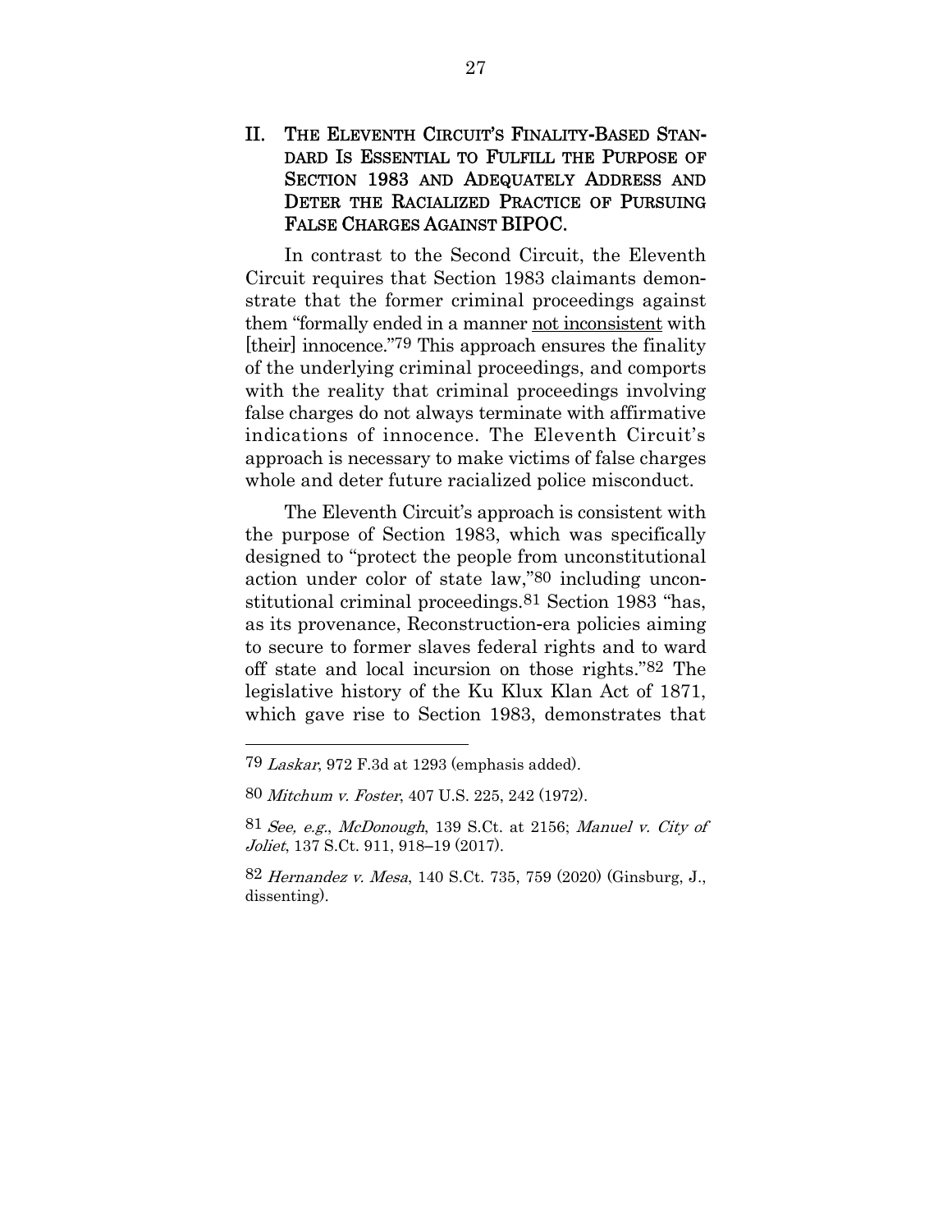## II. The Eleventh Circuit's Finality-Based Standard Is Essential to Fulfill the Purpose of Section 1983 and Adequately Address and Deter the Racialized Practice of Pursuing False Charges Against BIPOC.

In contrast to the Second Circuit, the Eleventh Circuit requires that Section 1983 claimants demonstrate that the former criminal proceedings against them "formally ended in a manner <u>not inconsistent</u> with [their] innocence."[79] This approach ensures the finality of the underlying criminal proceedings, and comports with the reality that criminal proceedings involving false charges do not always terminate with affirmative indications of innocence. The Eleventh Circuit's approach is necessary to make victims of false charges whole and deter future racialized police misconduct.

The Eleventh Circuit's approach is consistent with the purpose of Section 1983, which was specifically designed to "protect the people from unconstitutional action under color of state law,"[80] including unconstitutional criminal proceedings.[81] Section 1983 "has, as its provenance, Reconstruction-era policies aiming to secure to former slaves federal rights and to ward off state and local incursion on those rights."[82] The legislative history of the Ku Klux Klan Act of 1871, which gave rise to Section 1983, demonstrates that

---

79 *Laskar*, 972 F.3d at 1293 (emphasis added).

80 *Mitchum v. Foster*, 407 U.S. 225, 242 (1972).

81 *See, e.g.*, *McDonough*, 139 S.Ct. at 2156; *Manuel v. City of Joliet*, 137 S.Ct. 911, 918–19 (2017).

82 *Hernandez v. Mesa*, 140 S.Ct. 735, 759 (2020) (Ginsburg, J., dissenting).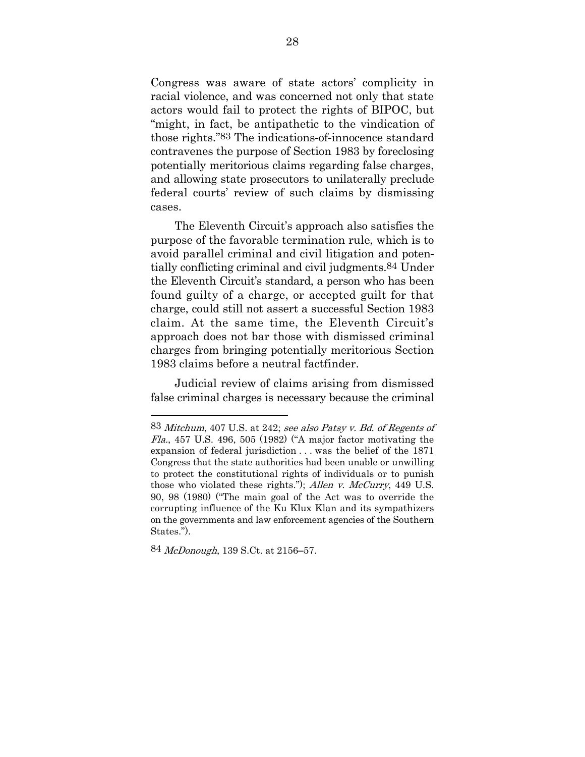Congress was aware of state actors' complicity in racial violence, and was concerned not only that state actors would fail to protect the rights of BIPOC, but "might, in fact, be antipathetic to the vindication of those rights."[83] The indications-of-innocence standard contravenes the purpose of Section 1983 by foreclosing potentially meritorious claims regarding false charges, and allowing state prosecutors to unilaterally preclude federal courts' review of such claims by dismissing cases.

The Eleventh Circuit's approach also satisfies the purpose of the favorable termination rule, which is to avoid parallel criminal and civil litigation and potentially conflicting criminal and civil judgments.[84] Under the Eleventh Circuit's standard, a person who has been found guilty of a charge, or accepted guilt for that charge, could still not assert a successful Section 1983 claim. At the same time, the Eleventh Circuit's approach does not bar those with dismissed criminal charges from bringing potentially meritorious Section 1983 claims before a neutral factfinder.

Judicial review of claims arising from dismissed false criminal charges is necessary because the criminal

---

[83] *Mitchum*, 407 U.S. at 242; *see also Patsy v. Bd. of Regents of Fla.*, 457 U.S. 496, 505 (1982) ("A major factor motivating the expansion of federal jurisdiction . . . was the belief of the 1871 Congress that the state authorities had been unable or unwilling to protect the constitutional rights of individuals or to punish those who violated these rights."); *Allen v. McCurry*, 449 U.S. 90, 98 (1980) ("The main goal of the Act was to override the corrupting influence of the Ku Klux Klan and its sympathizers on the governments and law enforcement agencies of the Southern States.").

[84] *McDonough*, 139 S.Ct. at 2156–57.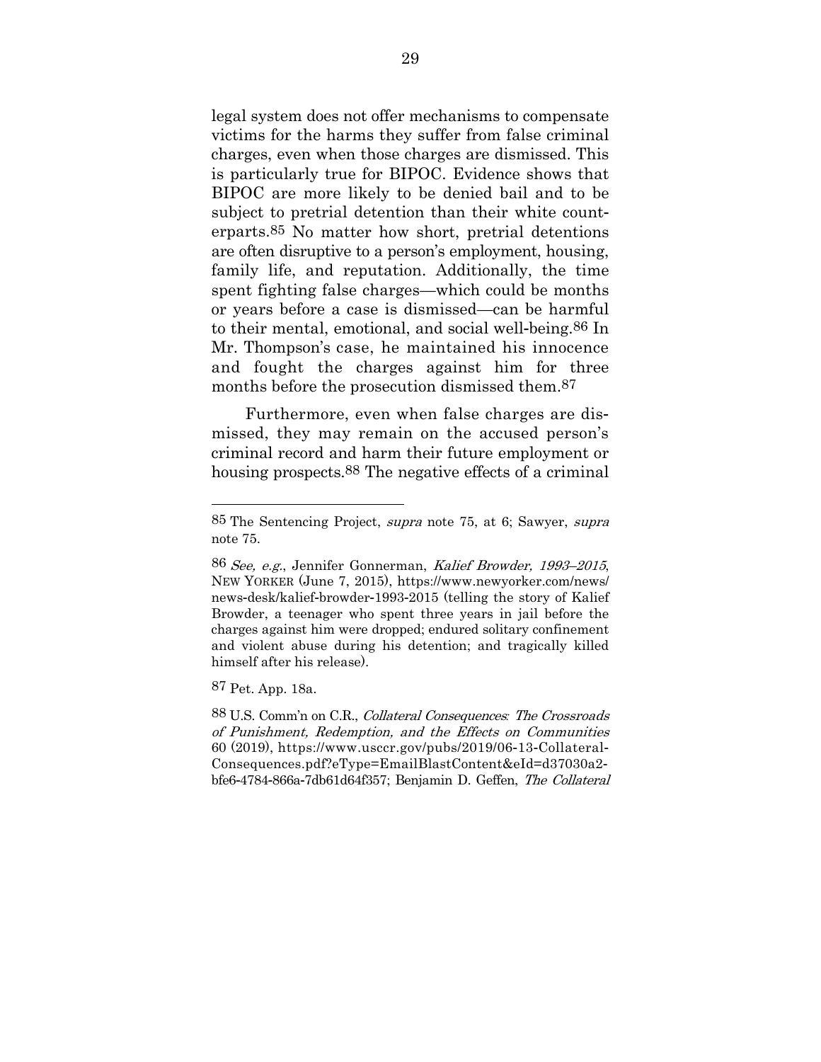legal system does not offer mechanisms to compensate victims for the harms they suffer from false criminal charges, even when those charges are dismissed. This is particularly true for BIPOC. Evidence shows that BIPOC are more likely to be denied bail and to be subject to pretrial detention than their white counterparts.[85] No matter how short, pretrial detentions are often disruptive to a person's employment, housing, family life, and reputation. Additionally, the time spent fighting false charges—which could be months or years before a case is dismissed—can be harmful to their mental, emotional, and social well-being.[86] In Mr. Thompson's case, he maintained his innocence and fought the charges against him for three months before the prosecution dismissed them.[87]

Furthermore, even when false charges are dismissed, they may remain on the accused person's criminal record and harm their future employment or housing prospects.[88] The negative effects of a criminal

---

85 The Sentencing Project, *supra* note 75, at 6; Sawyer, *supra* note 75.

86 *See, e.g.*, Jennifer Gonnerman, *Kalief Browder, 1993–2015*, NEW YORKER (June 7, 2015), https://www.newyorker.com/news/news-desk/kalief-browder-1993-2015 (telling the story of Kalief Browder, a teenager who spent three years in jail before the charges against him were dropped; endured solitary confinement and violent abuse during his detention; and tragically killed himself after his release).

87 Pet. App. 18a.

88 U.S. Comm'n on C.R., *Collateral Consequences: The Crossroads of Punishment, Redemption, and the Effects on Communities* 60 (2019), https://www.usccr.gov/pubs/2019/06-13-Collateral-Consequences.pdf?eType=EmailBlastContent&eId=d37030a2-bfe6-4784-866a-7db61d64f357; Benjamin D. Geffen, *The Collateral*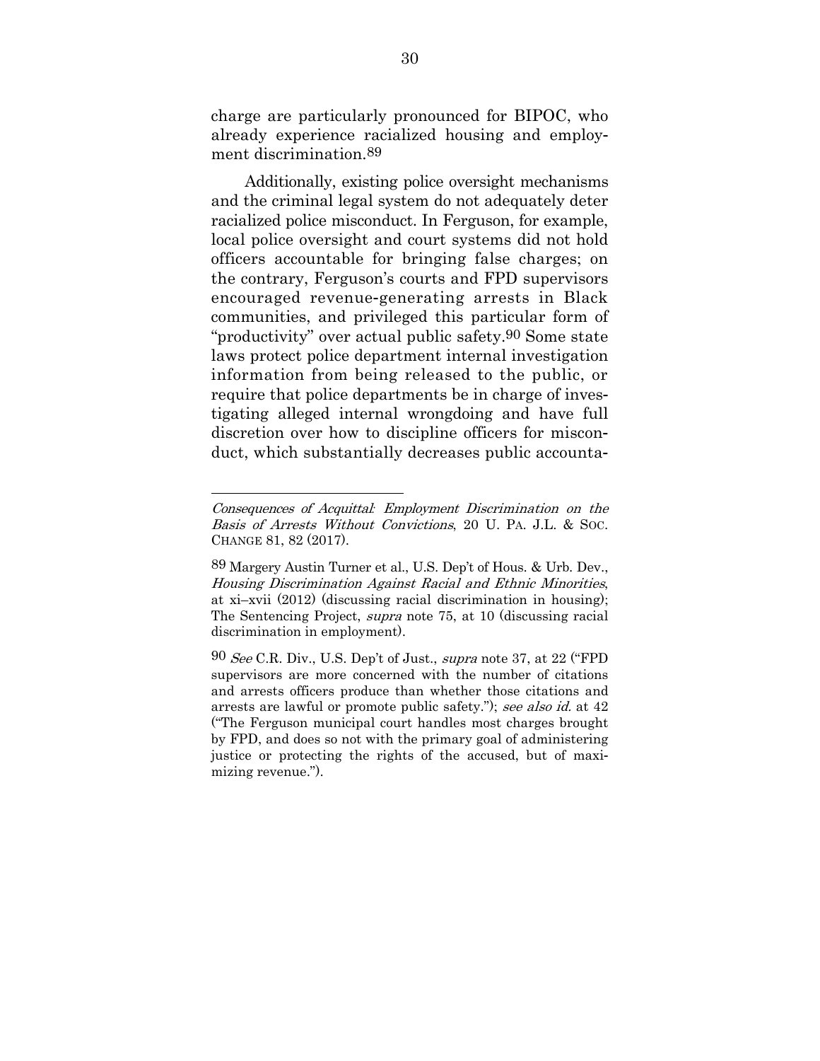charge are particularly pronounced for BIPOC, who already experience racialized housing and employment discrimination.[89]

Additionally, existing police oversight mechanisms and the criminal legal system do not adequately deter racialized police misconduct. In Ferguson, for example, local police oversight and court systems did not hold officers accountable for bringing false charges; on the contrary, Ferguson's courts and FPD supervisors encouraged revenue-generating arrests in Black communities, and privileged this particular form of "productivity" over actual public safety.[90] Some state laws protect police department internal investigation information from being released to the public, or require that police departments be in charge of investigating alleged internal wrongdoing and have full discretion over how to discipline officers for misconduct, which substantially decreases public accounta-

---

*Consequences of Acquittal: Employment Discrimination on the Basis of Arrests Without Convictions*, 20 U. PA. J.L. & SOC. CHANGE 81, 82 (2017).

89 Margery Austin Turner et al., U.S. Dep't of Hous. & Urb. Dev., *Housing Discrimination Against Racial and Ethnic Minorities*, at xi–xvii (2012) (discussing racial discrimination in housing); The Sentencing Project, *supra* note 75, at 10 (discussing racial discrimination in employment).

90 *See* C.R. Div., U.S. Dep't of Just., *supra* note 37, at 22 ("FPD supervisors are more concerned with the number of citations and arrests officers produce than whether those citations and arrests are lawful or promote public safety."); *see also id.* at 42 ("The Ferguson municipal court handles most charges brought by FPD, and does so not with the primary goal of administering justice or protecting the rights of the accused, but of maximizing revenue.").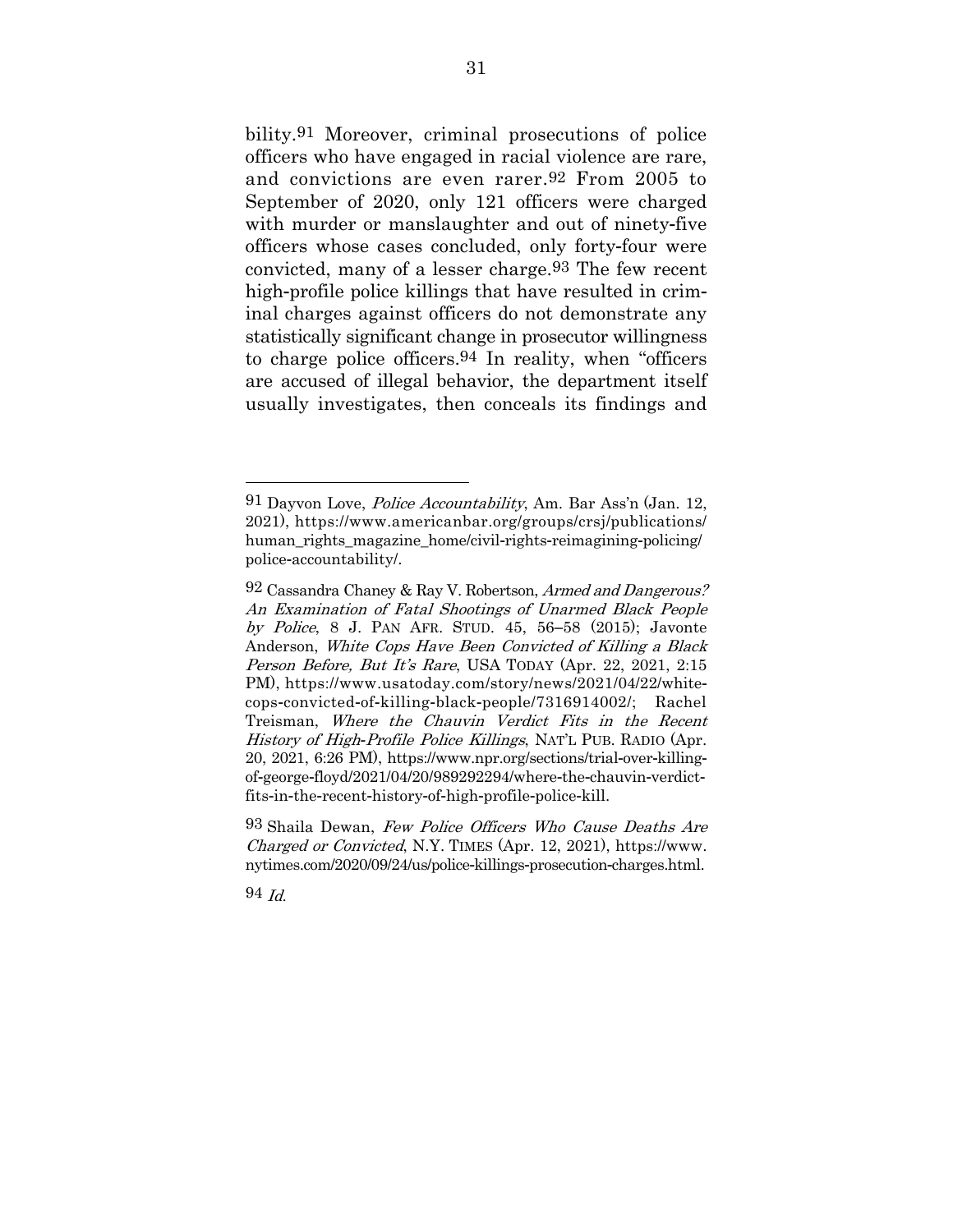bility.[91] Moreover, criminal prosecutions of police officers who have engaged in racial violence are rare, and convictions are even rarer.[92] From 2005 to September of 2020, only 121 officers were charged with murder or manslaughter and out of ninety-five officers whose cases concluded, only forty-four were convicted, many of a lesser charge.[93] The few recent high-profile police killings that have resulted in criminal charges against officers do not demonstrate any statistically significant change in prosecutor willingness to charge police officers.[94] In reality, when "officers are accused of illegal behavior, the department itself usually investigates, then conceals its findings and

---

[91] Dayvon Love, *Police Accountability*, Am. Bar Ass'n (Jan. 12, 2021), https://www.americanbar.org/groups/crsj/publications/human_rights_magazine_home/civil-rights-reimagining-policing/police-accountability/.

[92] Cassandra Chaney & Ray V. Robertson, *Armed and Dangerous? An Examination of Fatal Shootings of Unarmed Black People by Police*, 8 J. PAN AFR. STUD. 45, 56–58 (2015); Javonte Anderson, *White Cops Have Been Convicted of Killing a Black Person Before, But It's Rare*, USA TODAY (Apr. 22, 2021, 2:15 PM), https://www.usatoday.com/story/news/2021/04/22/white-cops-convicted-of-killing-black-people/7316914002/; Rachel Treisman, *Where the Chauvin Verdict Fits in the Recent History of High-Profile Police Killings*, NAT'L PUB. RADIO (Apr. 20, 2021, 6:26 PM), https://www.npr.org/sections/trial-over-killing-of-george-floyd/2021/04/20/989292294/where-the-chauvin-verdict-fits-in-the-recent-history-of-high-profile-police-kill.

[93] Shaila Dewan, *Few Police Officers Who Cause Deaths Are Charged or Convicted*, N.Y. TIMES (Apr. 12, 2021), https://www.nytimes.com/2020/09/24/us/police-killings-prosecution-charges.html.

[94] *Id.*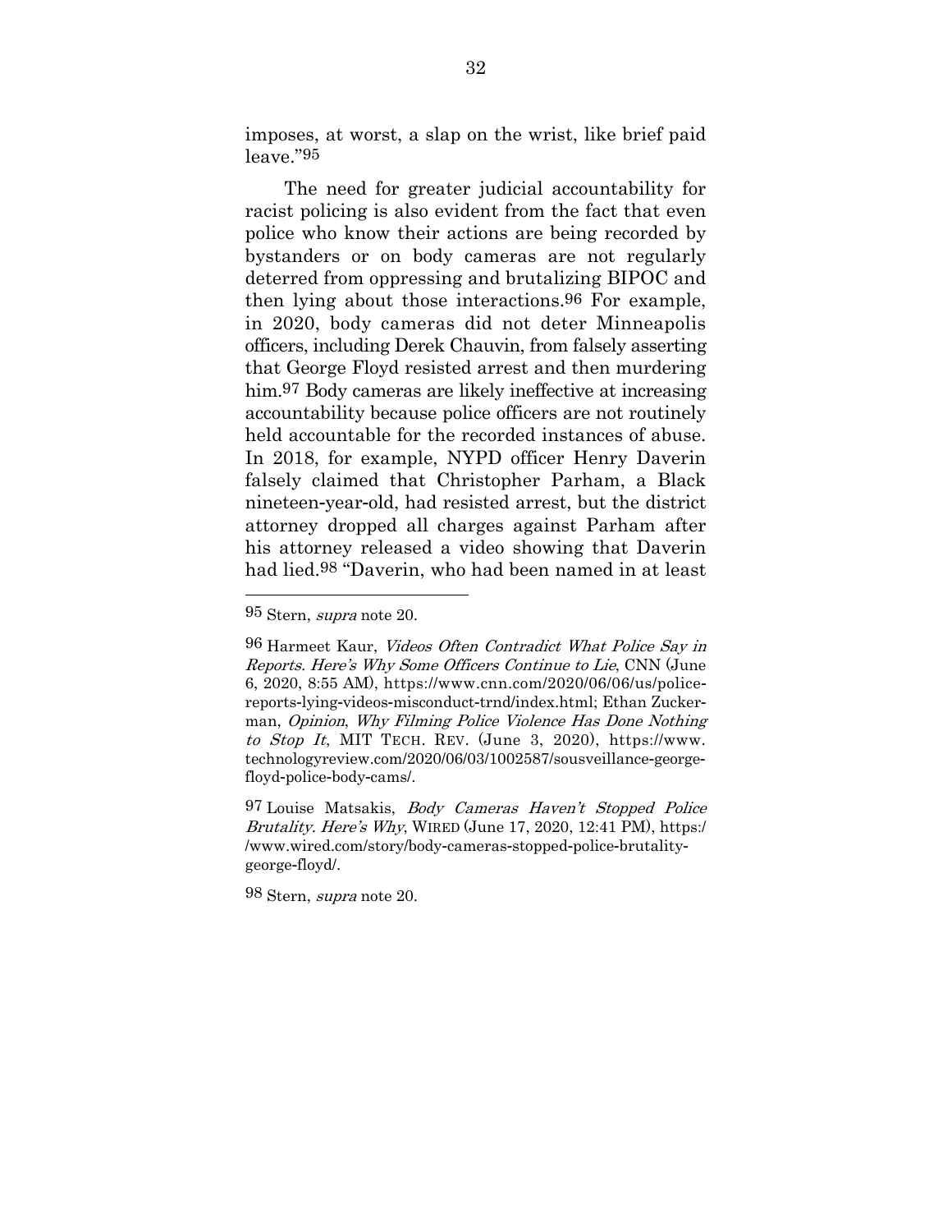imposes, at worst, a slap on the wrist, like brief paid leave."[95]

The need for greater judicial accountability for racist policing is also evident from the fact that even police who know their actions are being recorded by bystanders or on body cameras are not regularly deterred from oppressing and brutalizing BIPOC and then lying about those interactions.[96] For example, in 2020, body cameras did not deter Minneapolis officers, including Derek Chauvin, from falsely asserting that George Floyd resisted arrest and then murdering him.[97] Body cameras are likely ineffective at increasing accountability because police officers are not routinely held accountable for the recorded instances of abuse. In 2018, for example, NYPD officer Henry Daverin falsely claimed that Christopher Parham, a Black nineteen-year-old, had resisted arrest, but the district attorney dropped all charges against Parham after his attorney released a video showing that Daverin had lied.[98] "Daverin, who had been named in at least

---

[95] Stern, *supra* note 20.

[96] Harmeet Kaur, *Videos Often Contradict What Police Say in Reports. Here's Why Some Officers Continue to Lie*, CNN (June 6, 2020, 8:55 AM), https://www.cnn.com/2020/06/06/us/police-reports-lying-videos-misconduct-trnd/index.html; Ethan Zuckerman, *Opinion*, *Why Filming Police Violence Has Done Nothing to Stop It*, MIT TECH. REV. (June 3, 2020), https://www.technologyreview.com/2020/06/03/1002587/sousveillance-george-floyd-police-body-cams/.

[97] Louise Matsakis, *Body Cameras Haven't Stopped Police Brutality. Here's Why*, WIRED (June 17, 2020, 12:41 PM), https://www.wired.com/story/body-cameras-stopped-police-brutality-george-floyd/.

[98] Stern, *supra* note 20.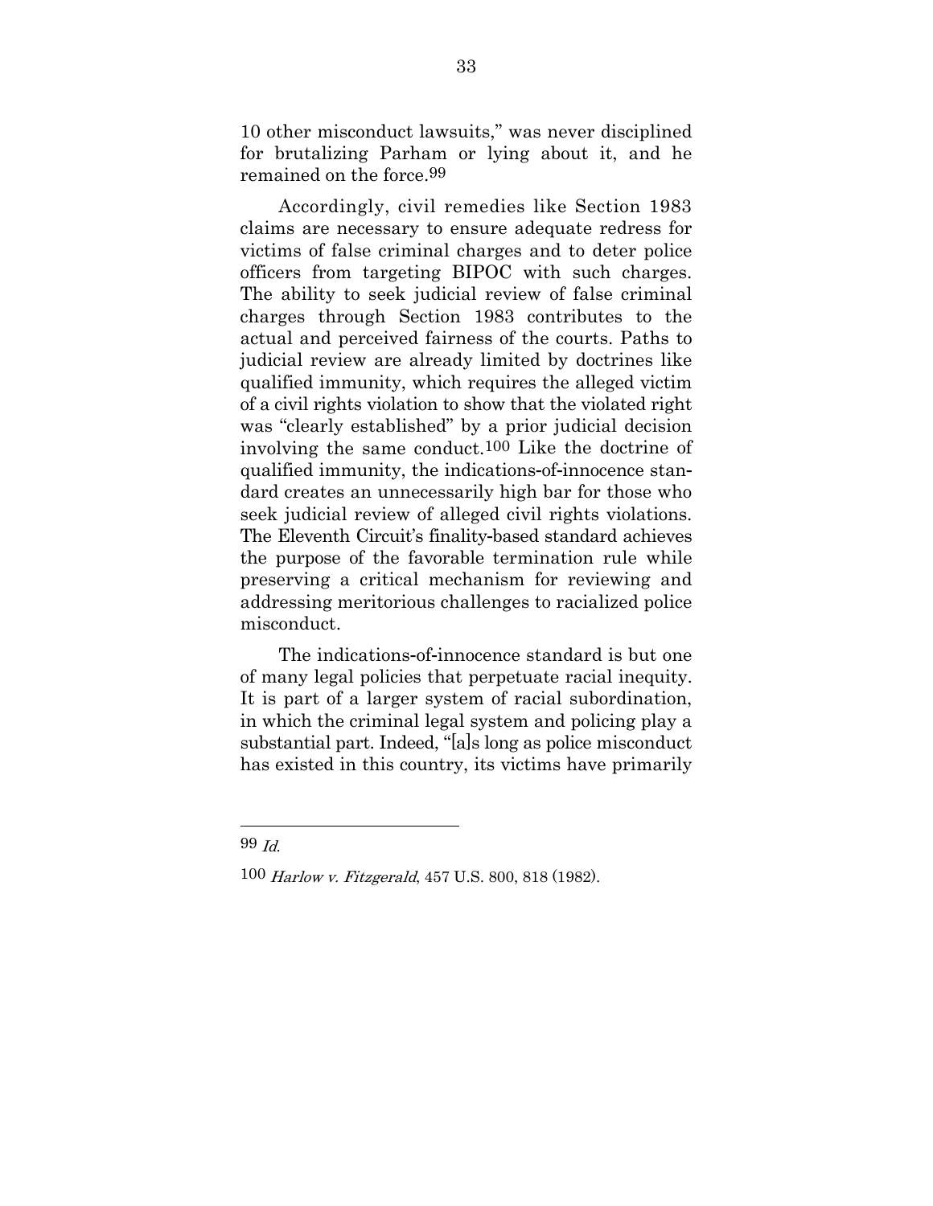10 other misconduct lawsuits," was never disciplined for brutalizing Parham or lying about it, and he remained on the force.[99]

Accordingly, civil remedies like Section 1983 claims are necessary to ensure adequate redress for victims of false criminal charges and to deter police officers from targeting BIPOC with such charges. The ability to seek judicial review of false criminal charges through Section 1983 contributes to the actual and perceived fairness of the courts. Paths to judicial review are already limited by doctrines like qualified immunity, which requires the alleged victim of a civil rights violation to show that the violated right was "clearly established" by a prior judicial decision involving the same conduct.[100] Like the doctrine of qualified immunity, the indications-of-innocence standard creates an unnecessarily high bar for those who seek judicial review of alleged civil rights violations. The Eleventh Circuit's finality-based standard achieves the purpose of the favorable termination rule while preserving a critical mechanism for reviewing and addressing meritorious challenges to racialized police misconduct.

The indications-of-innocence standard is but one of many legal policies that perpetuate racial inequity. It is part of a larger system of racial subordination, in which the criminal legal system and policing play a substantial part. Indeed, "[a]s long as police misconduct has existed in this country, its victims have primarily

---

99 *Id.*

100 *Harlow v. Fitzgerald*, 457 U.S. 800, 818 (1982).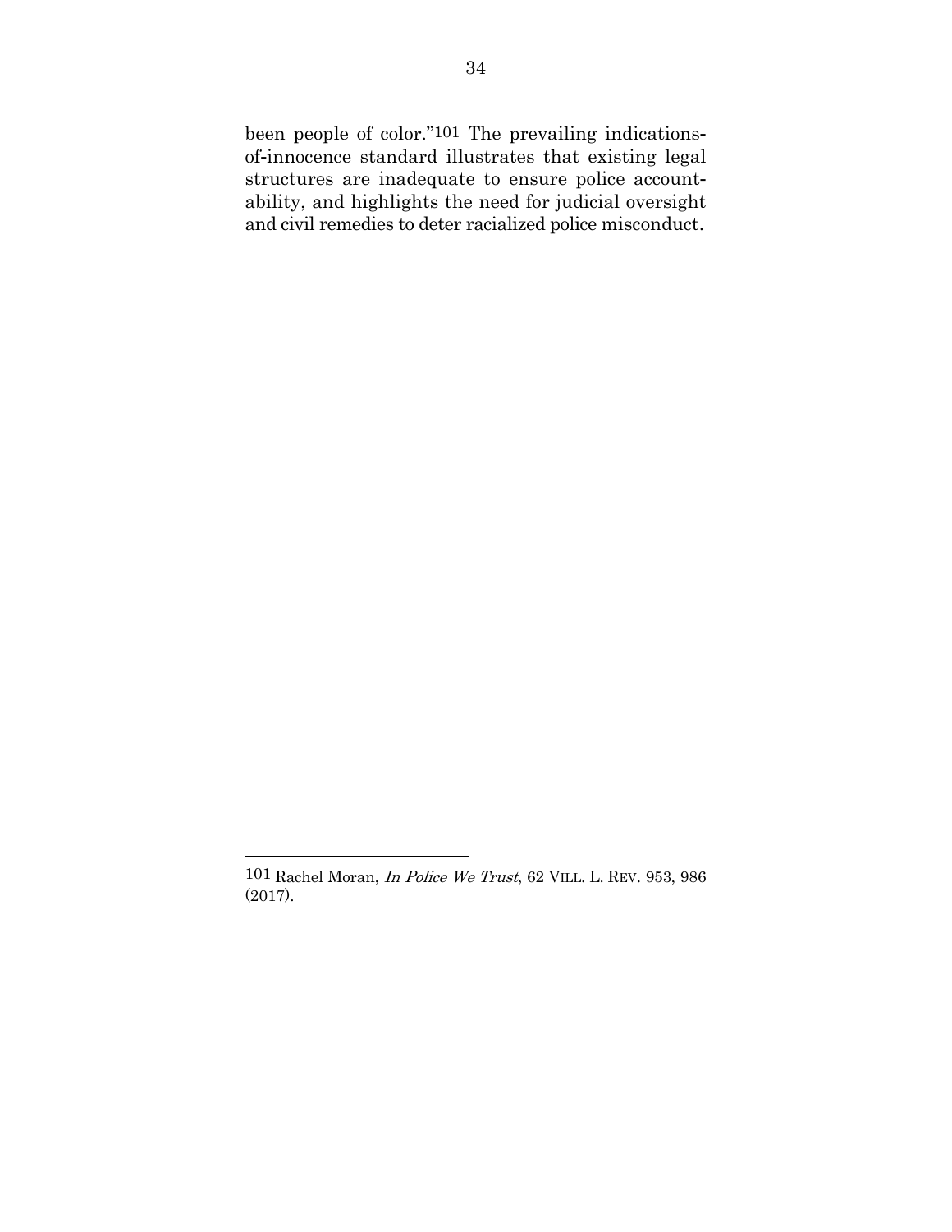been people of color."[101] The prevailing indications-of-innocence standard illustrates that existing legal structures are inadequate to ensure police accountability, and highlights the need for judicial oversight and civil remedies to deter racialized police misconduct.

---

[101] Rachel Moran, *In Police We Trust*, 62 VILL. L. REV. 953, 986 (2017).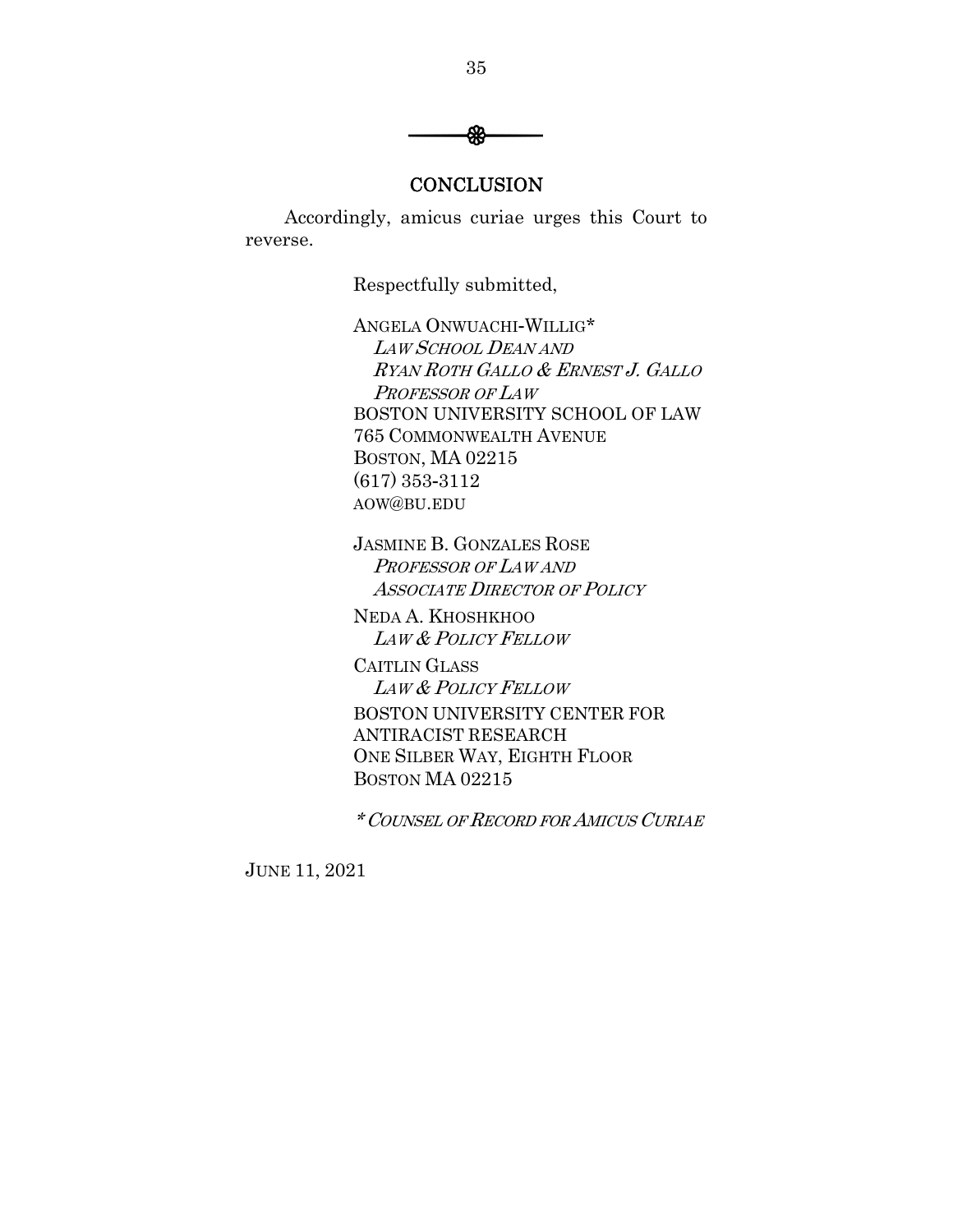## CONCLUSION

Accordingly, amicus curiae urges this Court to reverse.

Respectfully submitted,

ANGELA ONWUACHI-WILLIG*
*LAW SCHOOL DEAN AND*
*RYAN ROTH GALLO & ERNEST J. GALLO*
*PROFESSOR OF LAW*
BOSTON UNIVERSITY SCHOOL OF LAW
765 COMMONWEALTH AVENUE
BOSTON, MA 02215
(617) 353-3112
AOW@BU.EDU

JASMINE B. GONZALES ROSE
*PROFESSOR OF LAW AND*
*ASSOCIATE DIRECTOR OF POLICY*

NEDA A. KHOSHKHOO
*LAW & POLICY FELLOW*

CAITLIN GLASS
*LAW & POLICY FELLOW*

BOSTON UNIVERSITY CENTER FOR ANTIRACIST RESEARCH
ONE SILBER WAY, EIGHTH FLOOR
BOSTON MA 02215

*\* COUNSEL OF RECORD FOR AMICUS CURIAE*

JUNE 11, 2021